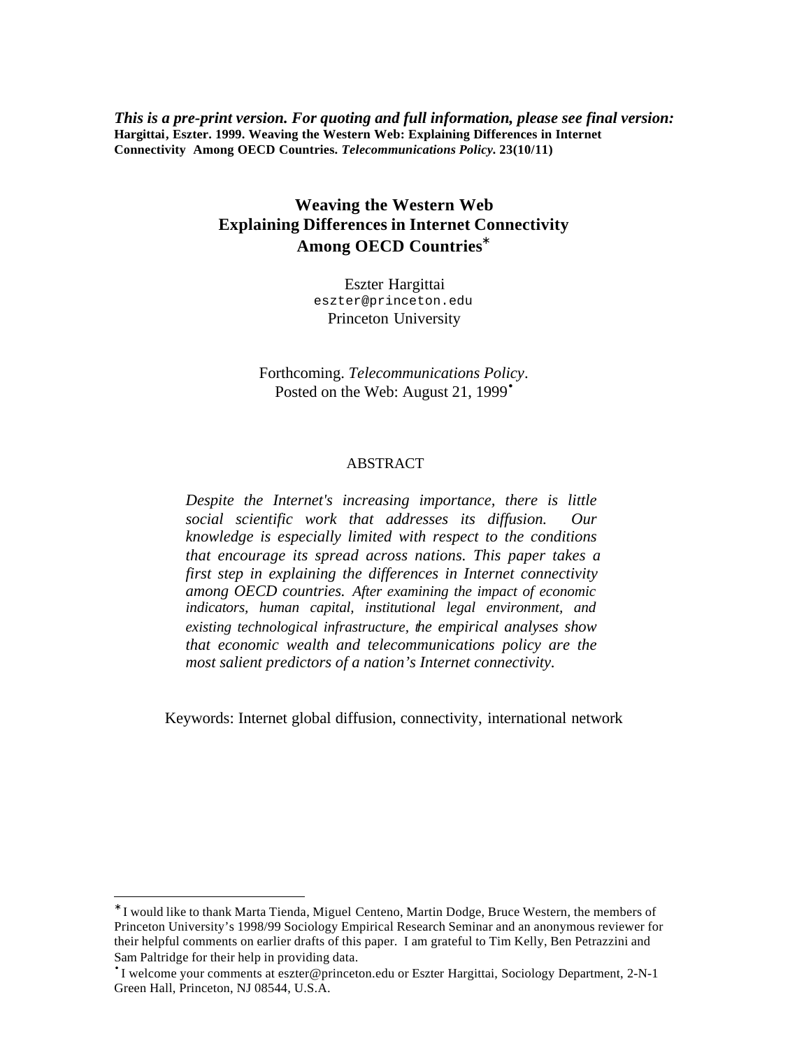***This is a pre-print version. For quoting and full information, please see final version:***
**Hargittai, Eszter. 1999. Weaving the Western Web: Explaining Differences in Internet Connectivity Among OECD Countries. *Telecommunications Policy*. 23(10/11)**

# Weaving the Western Web
# Explaining Differences in Internet Connectivity Among OECD Countries*

Eszter Hargittai
`eszter@princeton.edu`
Princeton University

Forthcoming. *Telecommunications Policy*.
Posted on the Web: August 21, 1999•

## ABSTRACT

*Despite the Internet's increasing importance, there is little social scientific work that addresses its diffusion. Our knowledge is especially limited with respect to the conditions that encourage its spread across nations. This paper takes a first step in explaining the differences in Internet connectivity among OECD countries. After examining the impact of economic indicators, human capital, institutional legal environment, and existing technological infrastructure, the empirical analyses show that economic wealth and telecommunications policy are the most salient predictors of a nation's Internet connectivity.*

Keywords: Internet global diffusion, connectivity, international network

---

* I would like to thank Marta Tienda, Miguel Centeno, Martin Dodge, Bruce Western, the members of Princeton University's 1998/99 Sociology Empirical Research Seminar and an anonymous reviewer for their helpful comments on earlier drafts of this paper. I am grateful to Tim Kelly, Ben Petrazzini and Sam Paltridge for their help in providing data.

• I welcome your comments at eszter@princeton.edu or Eszter Hargittai, Sociology Department, 2-N-1 Green Hall, Princeton, NJ 08544, U.S.A.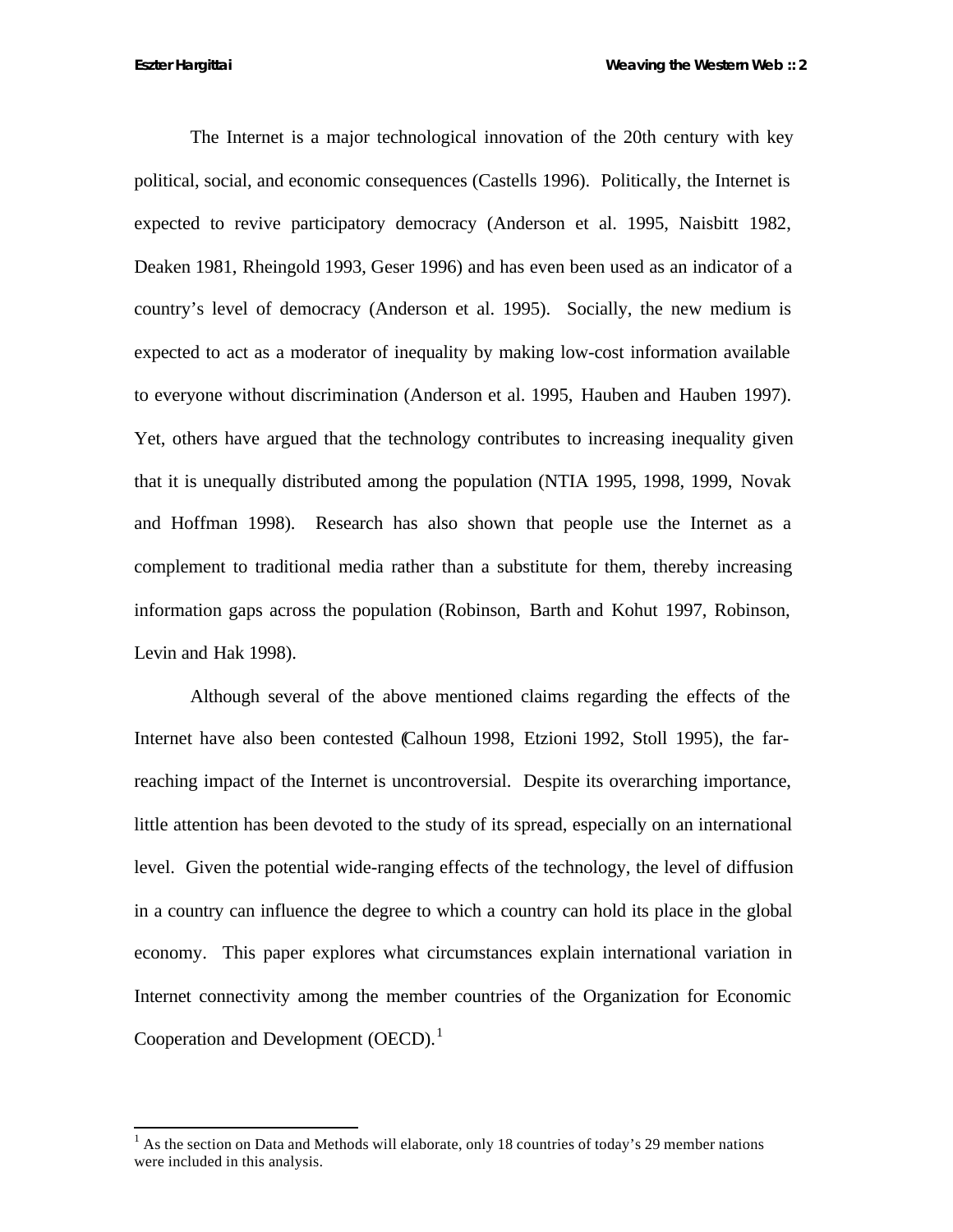The Internet is a major technological innovation of the 20th century with key political, social, and economic consequences (Castells 1996). Politically, the Internet is expected to revive participatory democracy (Anderson et al. 1995, Naisbitt 1982, Deaken 1981, Rheingold 1993, Geser 1996) and has even been used as an indicator of a country's level of democracy (Anderson et al. 1995). Socially, the new medium is expected to act as a moderator of inequality by making low-cost information available to everyone without discrimination (Anderson et al. 1995, Hauben and Hauben 1997). Yet, others have argued that the technology contributes to increasing inequality given that it is unequally distributed among the population (NTIA 1995, 1998, 1999, Novak and Hoffman 1998). Research has also shown that people use the Internet as a complement to traditional media rather than a substitute for them, thereby increasing information gaps across the population (Robinson, Barth and Kohut 1997, Robinson, Levin and Hak 1998).

Although several of the above mentioned claims regarding the effects of the Internet have also been contested (Calhoun 1998, Etzioni 1992, Stoll 1995), the far-reaching impact of the Internet is uncontroversial. Despite its overarching importance, little attention has been devoted to the study of its spread, especially on an international level. Given the potential wide-ranging effects of the technology, the level of diffusion in a country can influence the degree to which a country can hold its place in the global economy. This paper explores what circumstances explain international variation in Internet connectivity among the member countries of the Organization for Economic Cooperation and Development (OECD).[1]

[1] As the section on Data and Methods will elaborate, only 18 countries of today's 29 member nations were included in this analysis.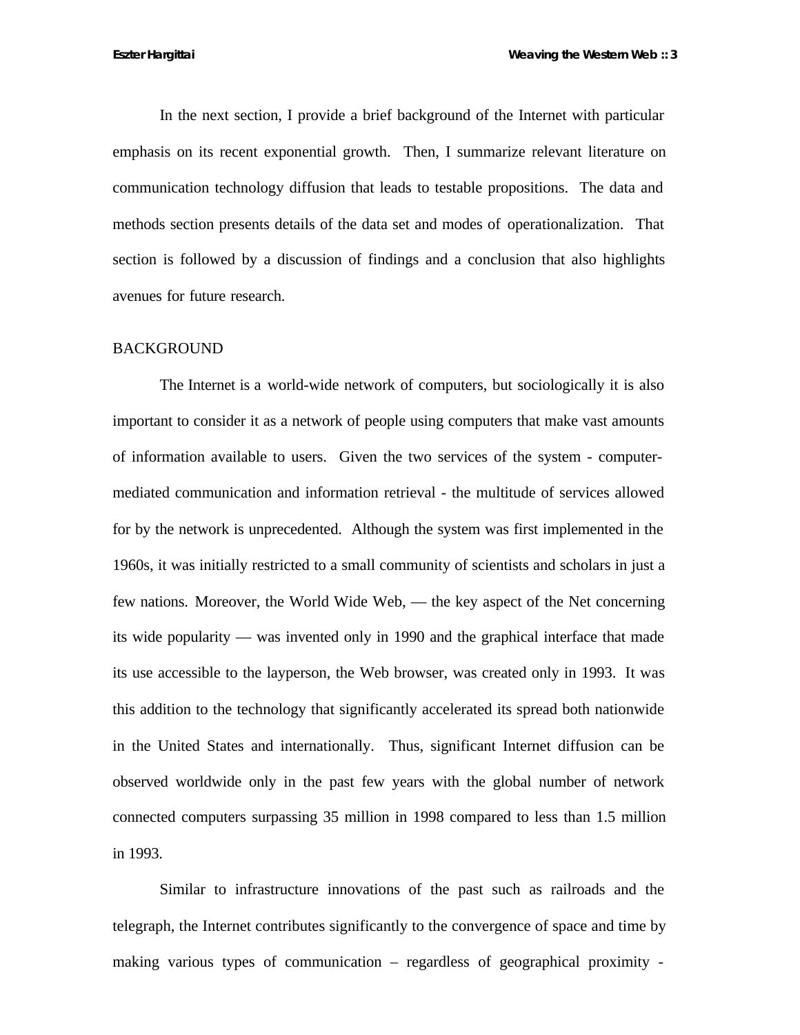In the next section, I provide a brief background of the Internet with particular emphasis on its recent exponential growth. Then, I summarize relevant literature on communication technology diffusion that leads to testable propositions. The data and methods section presents details of the data set and modes of operationalization. That section is followed by a discussion of findings and a conclusion that also highlights avenues for future research.

## BACKGROUND

The Internet is a world-wide network of computers, but sociologically it is also important to consider it as a network of people using computers that make vast amounts of information available to users. Given the two services of the system - computer-mediated communication and information retrieval - the multitude of services allowed for by the network is unprecedented. Although the system was first implemented in the 1960s, it was initially restricted to a small community of scientists and scholars in just a few nations. Moreover, the World Wide Web, — the key aspect of the Net concerning its wide popularity — was invented only in 1990 and the graphical interface that made its use accessible to the layperson, the Web browser, was created only in 1993. It was this addition to the technology that significantly accelerated its spread both nationwide in the United States and internationally. Thus, significant Internet diffusion can be observed worldwide only in the past few years with the global number of network connected computers surpassing 35 million in 1998 compared to less than 1.5 million in 1993.

Similar to infrastructure innovations of the past such as railroads and the telegraph, the Internet contributes significantly to the convergence of space and time by making various types of communication – regardless of geographical proximity -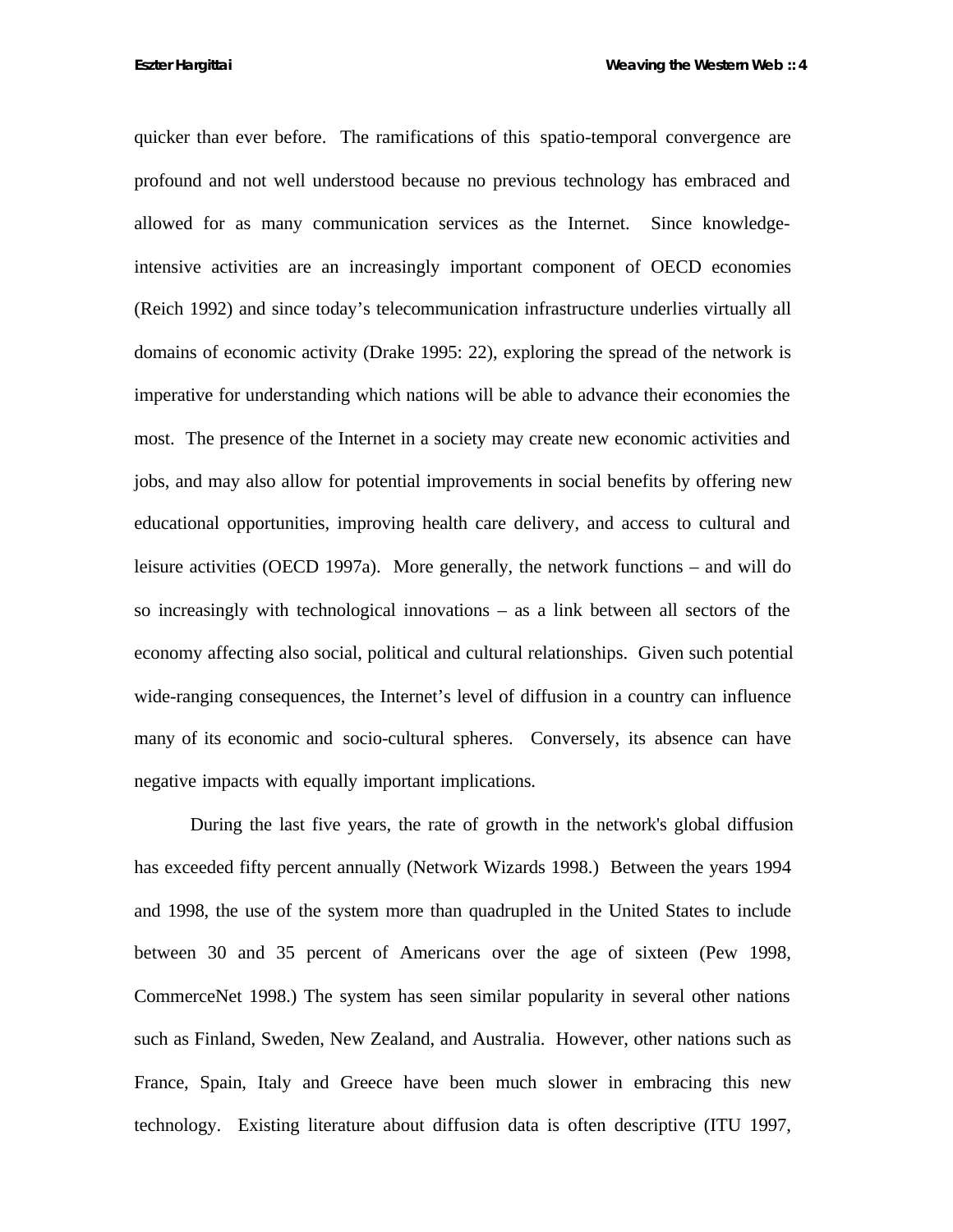quicker than ever before. The ramifications of this spatio-temporal convergence are profound and not well understood because no previous technology has embraced and allowed for as many communication services as the Internet. Since knowledge-intensive activities are an increasingly important component of OECD economies (Reich 1992) and since today's telecommunication infrastructure underlies virtually all domains of economic activity (Drake 1995: 22), exploring the spread of the network is imperative for understanding which nations will be able to advance their economies the most. The presence of the Internet in a society may create new economic activities and jobs, and may also allow for potential improvements in social benefits by offering new educational opportunities, improving health care delivery, and access to cultural and leisure activities (OECD 1997a). More generally, the network functions – and will do so increasingly with technological innovations – as a link between all sectors of the economy affecting also social, political and cultural relationships. Given such potential wide-ranging consequences, the Internet's level of diffusion in a country can influence many of its economic and socio-cultural spheres. Conversely, its absence can have negative impacts with equally important implications.

During the last five years, the rate of growth in the network's global diffusion has exceeded fifty percent annually (Network Wizards 1998.) Between the years 1994 and 1998, the use of the system more than quadrupled in the United States to include between 30 and 35 percent of Americans over the age of sixteen (Pew 1998, CommerceNet 1998.) The system has seen similar popularity in several other nations such as Finland, Sweden, New Zealand, and Australia. However, other nations such as France, Spain, Italy and Greece have been much slower in embracing this new technology. Existing literature about diffusion data is often descriptive (ITU 1997,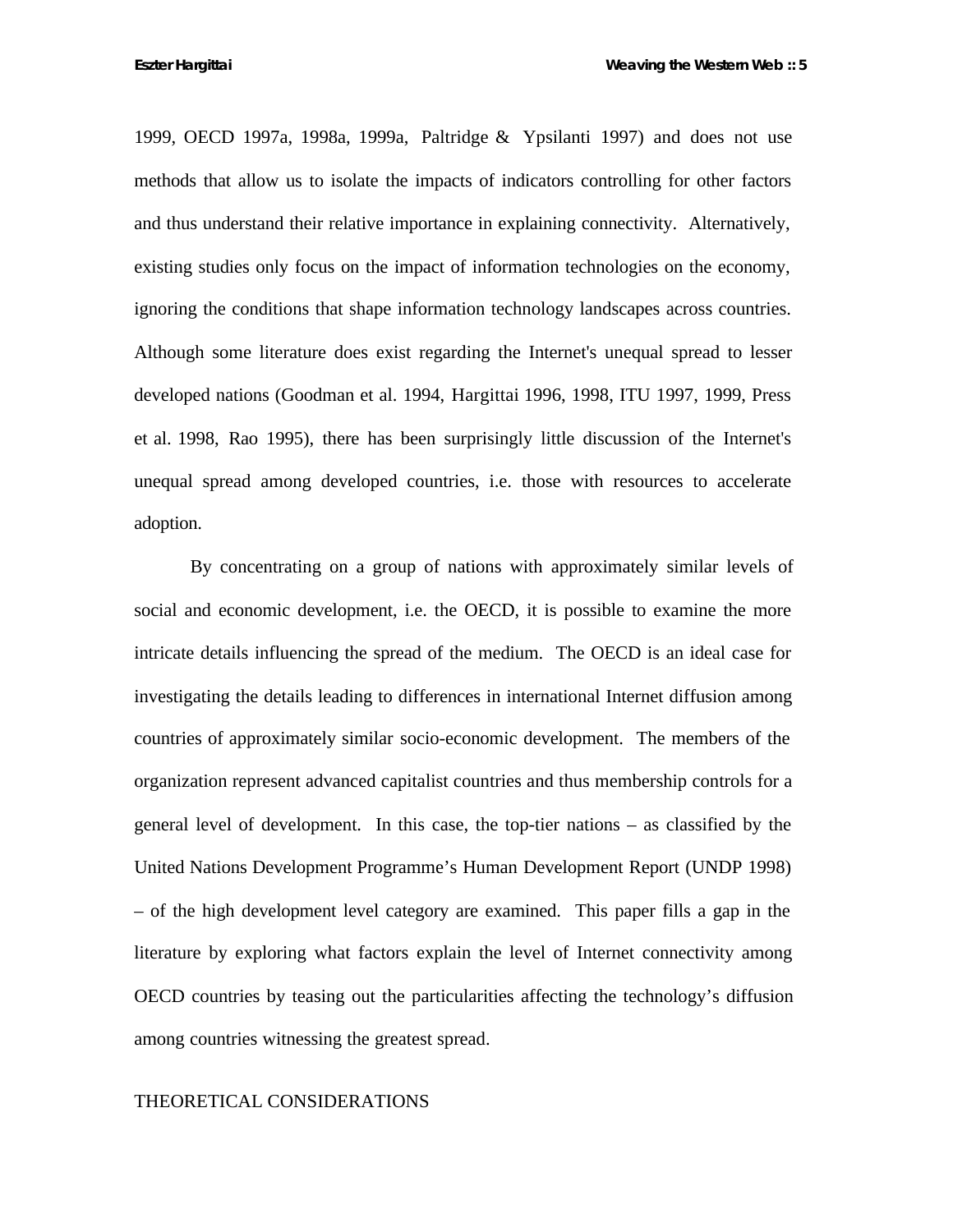1999, OECD 1997a, 1998a, 1999a, Paltridge & Ypsilanti 1997) and does not use methods that allow us to isolate the impacts of indicators controlling for other factors and thus understand their relative importance in explaining connectivity. Alternatively, existing studies only focus on the impact of information technologies on the economy, ignoring the conditions that shape information technology landscapes across countries. Although some literature does exist regarding the Internet's unequal spread to lesser developed nations (Goodman et al. 1994, Hargittai 1996, 1998, ITU 1997, 1999, Press et al. 1998, Rao 1995), there has been surprisingly little discussion of the Internet's unequal spread among developed countries, i.e. those with resources to accelerate adoption.

By concentrating on a group of nations with approximately similar levels of social and economic development, i.e. the OECD, it is possible to examine the more intricate details influencing the spread of the medium. The OECD is an ideal case for investigating the details leading to differences in international Internet diffusion among countries of approximately similar socio-economic development. The members of the organization represent advanced capitalist countries and thus membership controls for a general level of development. In this case, the top-tier nations – as classified by the United Nations Development Programme's Human Development Report (UNDP 1998) – of the high development level category are examined. This paper fills a gap in the literature by exploring what factors explain the level of Internet connectivity among OECD countries by teasing out the particularities affecting the technology's diffusion among countries witnessing the greatest spread.

## THEORETICAL CONSIDERATIONS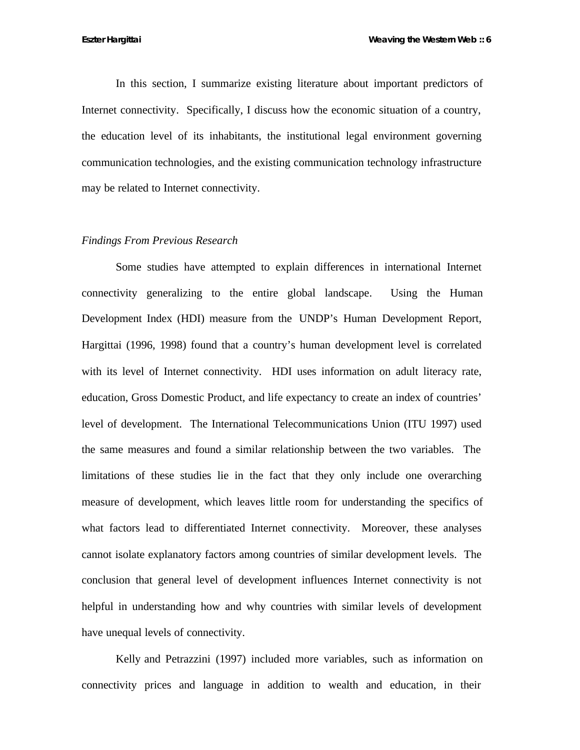In this section, I summarize existing literature about important predictors of Internet connectivity. Specifically, I discuss how the economic situation of a country, the education level of its inhabitants, the institutional legal environment governing communication technologies, and the existing communication technology infrastructure may be related to Internet connectivity.

*Findings From Previous Research*

Some studies have attempted to explain differences in international Internet connectivity generalizing to the entire global landscape. Using the Human Development Index (HDI) measure from the UNDP's Human Development Report, Hargittai (1996, 1998) found that a country's human development level is correlated with its level of Internet connectivity. HDI uses information on adult literacy rate, education, Gross Domestic Product, and life expectancy to create an index of countries' level of development. The International Telecommunications Union (ITU 1997) used the same measures and found a similar relationship between the two variables. The limitations of these studies lie in the fact that they only include one overarching measure of development, which leaves little room for understanding the specifics of what factors lead to differentiated Internet connectivity. Moreover, these analyses cannot isolate explanatory factors among countries of similar development levels. The conclusion that general level of development influences Internet connectivity is not helpful in understanding how and why countries with similar levels of development have unequal levels of connectivity.

Kelly and Petrazzini (1997) included more variables, such as information on connectivity prices and language in addition to wealth and education, in their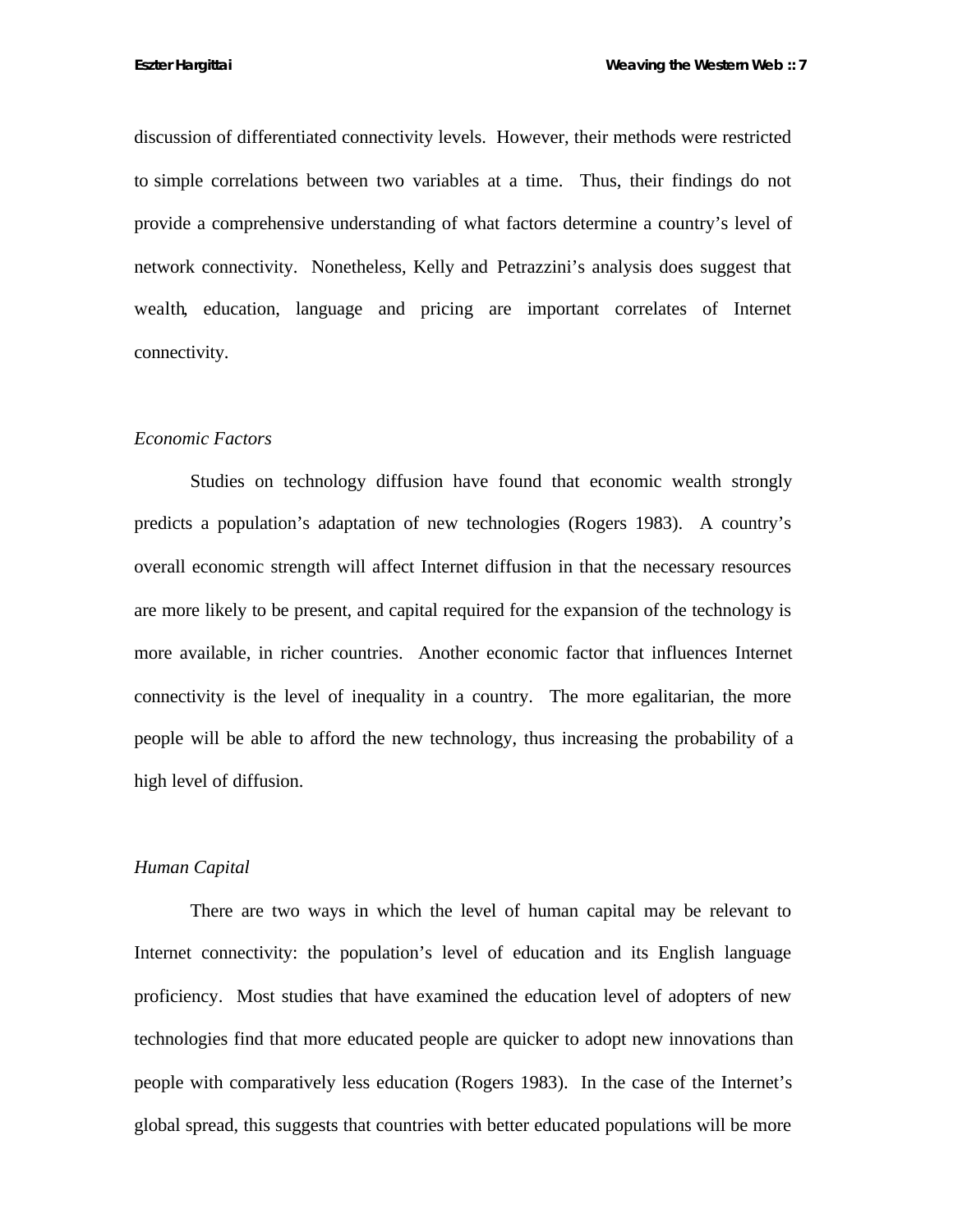discussion of differentiated connectivity levels. However, their methods were restricted to simple correlations between two variables at a time. Thus, their findings do not provide a comprehensive understanding of what factors determine a country's level of network connectivity. Nonetheless, Kelly and Petrazzini's analysis does suggest that wealth, education, language and pricing are important correlates of Internet connectivity.

### *Economic Factors*

Studies on technology diffusion have found that economic wealth strongly predicts a population's adaptation of new technologies (Rogers 1983). A country's overall economic strength will affect Internet diffusion in that the necessary resources are more likely to be present, and capital required for the expansion of the technology is more available, in richer countries. Another economic factor that influences Internet connectivity is the level of inequality in a country. The more egalitarian, the more people will be able to afford the new technology, thus increasing the probability of a high level of diffusion.

### *Human Capital*

There are two ways in which the level of human capital may be relevant to Internet connectivity: the population's level of education and its English language proficiency. Most studies that have examined the education level of adopters of new technologies find that more educated people are quicker to adopt new innovations than people with comparatively less education (Rogers 1983). In the case of the Internet's global spread, this suggests that countries with better educated populations will be more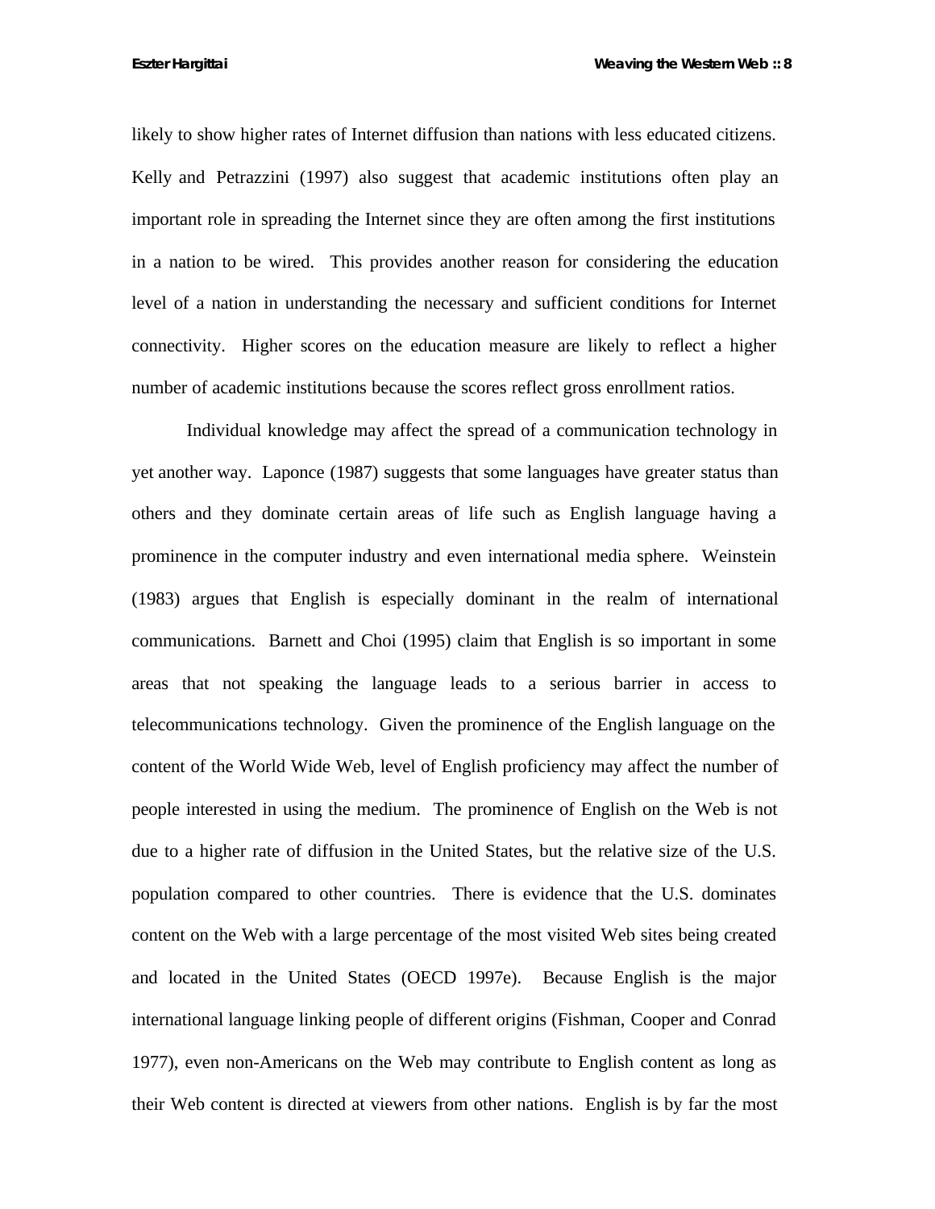likely to show higher rates of Internet diffusion than nations with less educated citizens. Kelly and Petrazzini (1997) also suggest that academic institutions often play an important role in spreading the Internet since they are often among the first institutions in a nation to be wired. This provides another reason for considering the education level of a nation in understanding the necessary and sufficient conditions for Internet connectivity. Higher scores on the education measure are likely to reflect a higher number of academic institutions because the scores reflect gross enrollment ratios.

Individual knowledge may affect the spread of a communication technology in yet another way. Laponce (1987) suggests that some languages have greater status than others and they dominate certain areas of life such as English language having a prominence in the computer industry and even international media sphere. Weinstein (1983) argues that English is especially dominant in the realm of international communications. Barnett and Choi (1995) claim that English is so important in some areas that not speaking the language leads to a serious barrier in access to telecommunications technology. Given the prominence of the English language on the content of the World Wide Web, level of English proficiency may affect the number of people interested in using the medium. The prominence of English on the Web is not due to a higher rate of diffusion in the United States, but the relative size of the U.S. population compared to other countries. There is evidence that the U.S. dominates content on the Web with a large percentage of the most visited Web sites being created and located in the United States (OECD 1997e). Because English is the major international language linking people of different origins (Fishman, Cooper and Conrad 1977), even non-Americans on the Web may contribute to English content as long as their Web content is directed at viewers from other nations. English is by far the most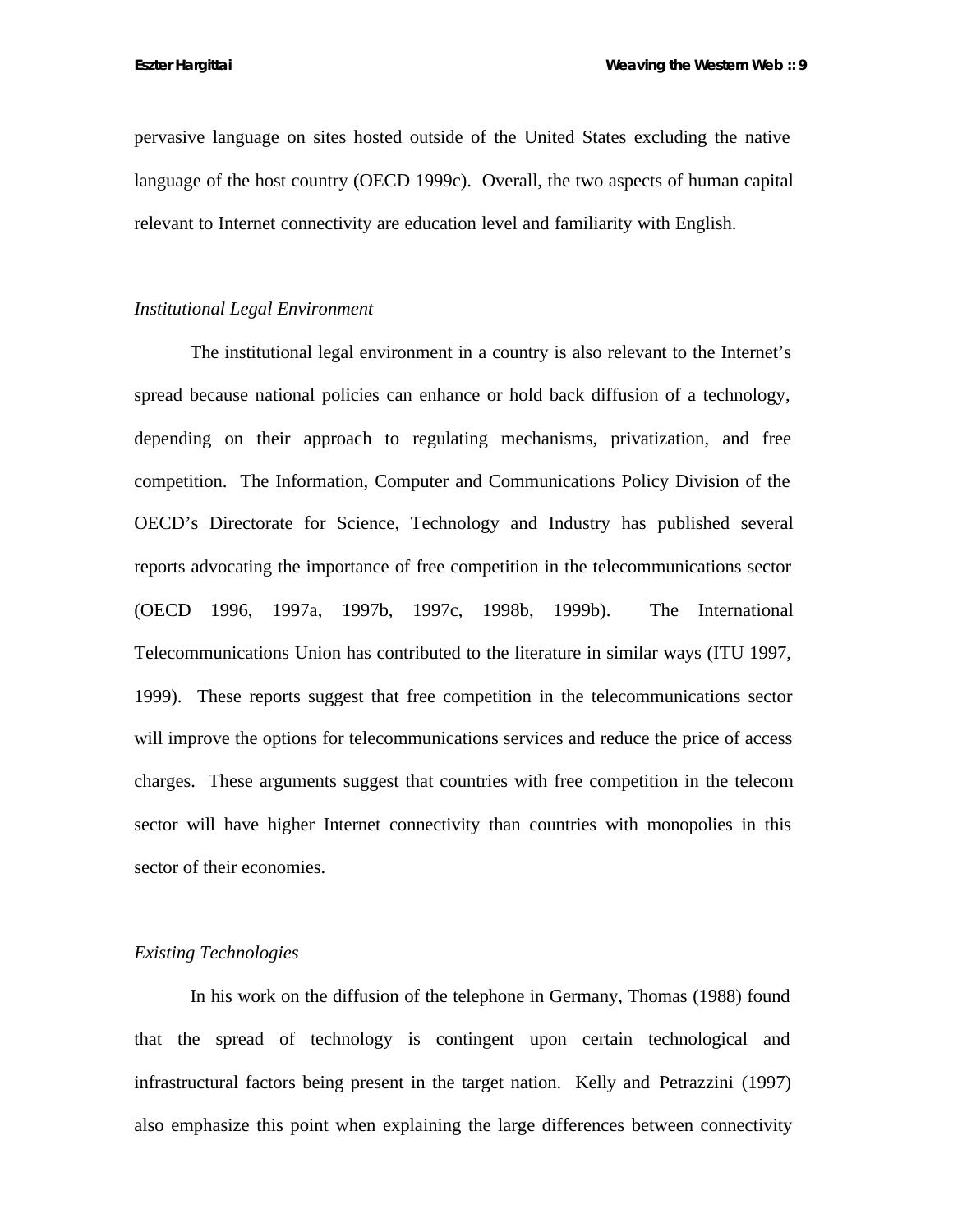pervasive language on sites hosted outside of the United States excluding the native language of the host country (OECD 1999c). Overall, the two aspects of human capital relevant to Internet connectivity are education level and familiarity with English.

### *Institutional Legal Environment*

The institutional legal environment in a country is also relevant to the Internet's spread because national policies can enhance or hold back diffusion of a technology, depending on their approach to regulating mechanisms, privatization, and free competition. The Information, Computer and Communications Policy Division of the OECD's Directorate for Science, Technology and Industry has published several reports advocating the importance of free competition in the telecommunications sector (OECD 1996, 1997a, 1997b, 1997c, 1998b, 1999b). The International Telecommunications Union has contributed to the literature in similar ways (ITU 1997, 1999). These reports suggest that free competition in the telecommunications sector will improve the options for telecommunications services and reduce the price of access charges. These arguments suggest that countries with free competition in the telecom sector will have higher Internet connectivity than countries with monopolies in this sector of their economies.

### *Existing Technologies*

In his work on the diffusion of the telephone in Germany, Thomas (1988) found that the spread of technology is contingent upon certain technological and infrastructural factors being present in the target nation. Kelly and Petrazzini (1997) also emphasize this point when explaining the large differences between connectivity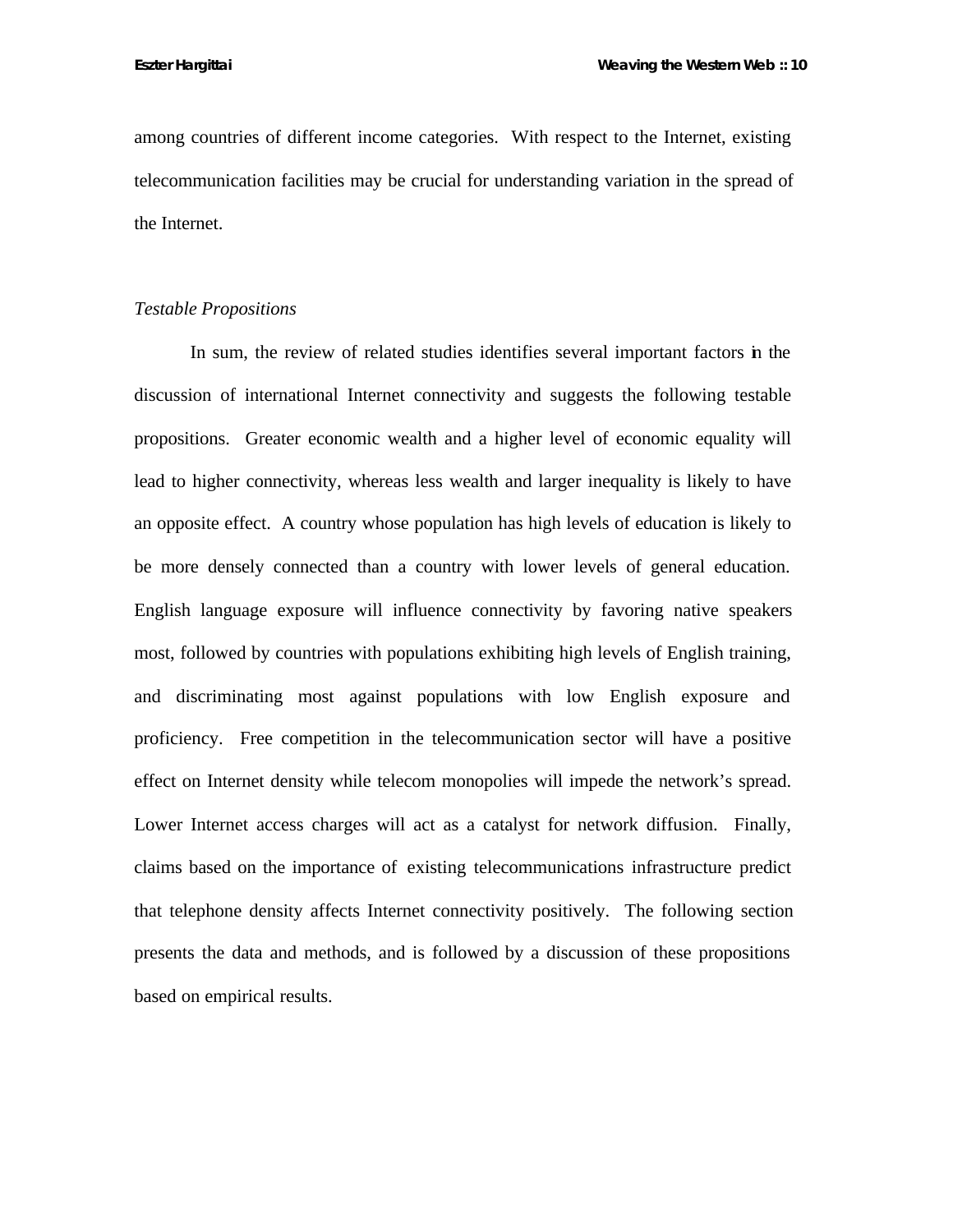among countries of different income categories. With respect to the Internet, existing telecommunication facilities may be crucial for understanding variation in the spread of the Internet.

*Testable Propositions*

In sum, the review of related studies identifies several important factors in the discussion of international Internet connectivity and suggests the following testable propositions. Greater economic wealth and a higher level of economic equality will lead to higher connectivity, whereas less wealth and larger inequality is likely to have an opposite effect. A country whose population has high levels of education is likely to be more densely connected than a country with lower levels of general education. English language exposure will influence connectivity by favoring native speakers most, followed by countries with populations exhibiting high levels of English training, and discriminating most against populations with low English exposure and proficiency. Free competition in the telecommunication sector will have a positive effect on Internet density while telecom monopolies will impede the network's spread. Lower Internet access charges will act as a catalyst for network diffusion. Finally, claims based on the importance of existing telecommunications infrastructure predict that telephone density affects Internet connectivity positively. The following section presents the data and methods, and is followed by a discussion of these propositions based on empirical results.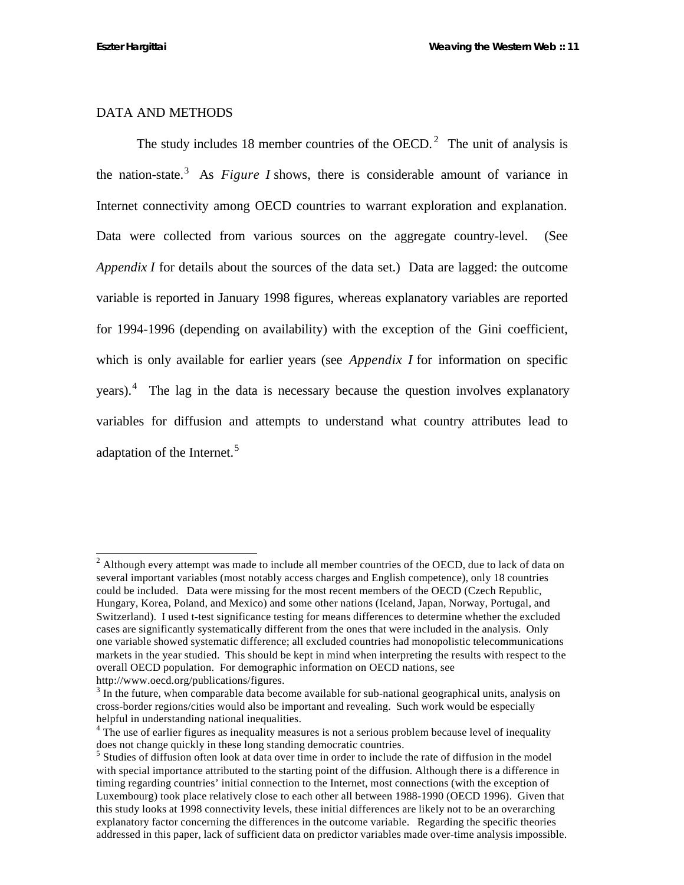## DATA AND METHODS

The study includes 18 member countries of the OECD.[2] The unit of analysis is the nation-state.[3] As *Figure I* shows, there is considerable amount of variance in Internet connectivity among OECD countries to warrant exploration and explanation. Data were collected from various sources on the aggregate country-level. (See *Appendix I* for details about the sources of the data set.) Data are lagged: the outcome variable is reported in January 1998 figures, whereas explanatory variables are reported for 1994-1996 (depending on availability) with the exception of the Gini coefficient, which is only available for earlier years (see *Appendix I* for information on specific years).[4] The lag in the data is necessary because the question involves explanatory variables for diffusion and attempts to understand what country attributes lead to adaptation of the Internet.[5]

---

[2] Although every attempt was made to include all member countries of the OECD, due to lack of data on several important variables (most notably access charges and English competence), only 18 countries could be included. Data were missing for the most recent members of the OECD (Czech Republic, Hungary, Korea, Poland, and Mexico) and some other nations (Iceland, Japan, Norway, Portugal, and Switzerland). I used t-test significance testing for means differences to determine whether the excluded cases are significantly systematically different from the ones that were included in the analysis. Only one variable showed systematic difference; all excluded countries had monopolistic telecommunications markets in the year studied. This should be kept in mind when interpreting the results with respect to the overall OECD population. For demographic information on OECD nations, see http://www.oecd.org/publications/figures.

[3] In the future, when comparable data become available for sub-national geographical units, analysis on cross-border regions/cities would also be important and revealing. Such work would be especially helpful in understanding national inequalities.

[4] The use of earlier figures as inequality measures is not a serious problem because level of inequality does not change quickly in these long standing democratic countries.

[5] Studies of diffusion often look at data over time in order to include the rate of diffusion in the model with special importance attributed to the starting point of the diffusion. Although there is a difference in timing regarding countries' initial connection to the Internet, most connections (with the exception of Luxembourg) took place relatively close to each other all between 1988-1990 (OECD 1996). Given that this study looks at 1998 connectivity levels, these initial differences are likely not to be an overarching explanatory factor concerning the differences in the outcome variable. Regarding the specific theories addressed in this paper, lack of sufficient data on predictor variables made over-time analysis impossible.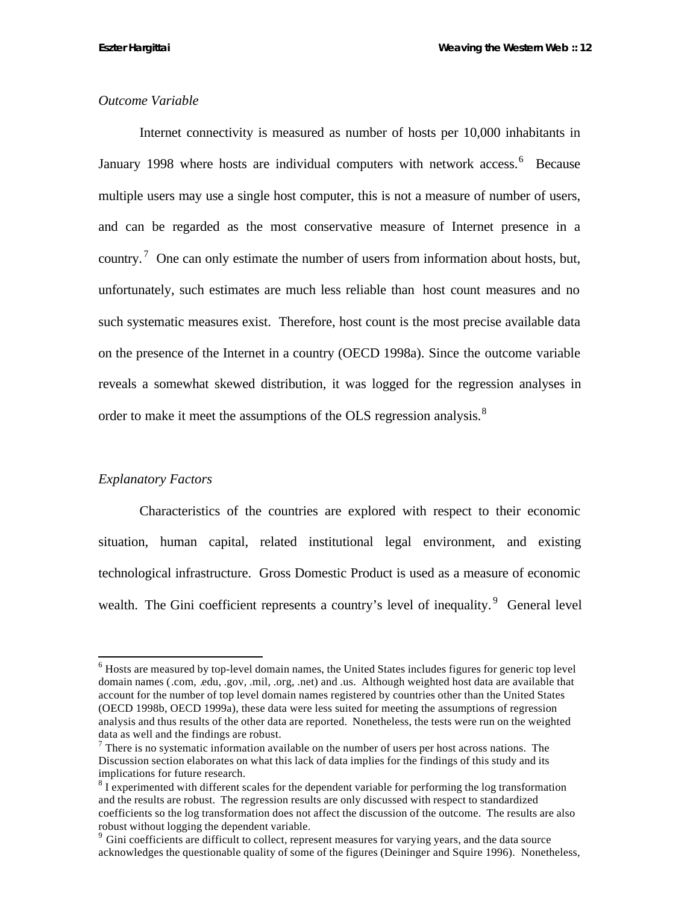*Outcome Variable*

Internet connectivity is measured as number of hosts per 10,000 inhabitants in January 1998 where hosts are individual computers with network access.[6] Because multiple users may use a single host computer, this is not a measure of number of users, and can be regarded as the most conservative measure of Internet presence in a country.[7] One can only estimate the number of users from information about hosts, but, unfortunately, such estimates are much less reliable than host count measures and no such systematic measures exist. Therefore, host count is the most precise available data on the presence of the Internet in a country (OECD 1998a). Since the outcome variable reveals a somewhat skewed distribution, it was logged for the regression analyses in order to make it meet the assumptions of the OLS regression analysis.[8]

*Explanatory Factors*

Characteristics of the countries are explored with respect to their economic situation, human capital, related institutional legal environment, and existing technological infrastructure. Gross Domestic Product is used as a measure of economic wealth. The Gini coefficient represents a country's level of inequality.[9] General level

---

[6] Hosts are measured by top-level domain names, the United States includes figures for generic top level domain names (.com, .edu, .gov, .mil, .org, .net) and .us. Although weighted host data are available that account for the number of top level domain names registered by countries other than the United States (OECD 1998b, OECD 1999a), these data were less suited for meeting the assumptions of regression analysis and thus results of the other data are reported. Nonetheless, the tests were run on the weighted data as well and the findings are robust.

[7] There is no systematic information available on the number of users per host across nations. The Discussion section elaborates on what this lack of data implies for the findings of this study and its implications for future research.

[8] I experimented with different scales for the dependent variable for performing the log transformation and the results are robust. The regression results are only discussed with respect to standardized coefficients so the log transformation does not affect the discussion of the outcome. The results are also robust without logging the dependent variable.

[9] Gini coefficients are difficult to collect, represent measures for varying years, and the data source acknowledges the questionable quality of some of the figures (Deininger and Squire 1996). Nonetheless,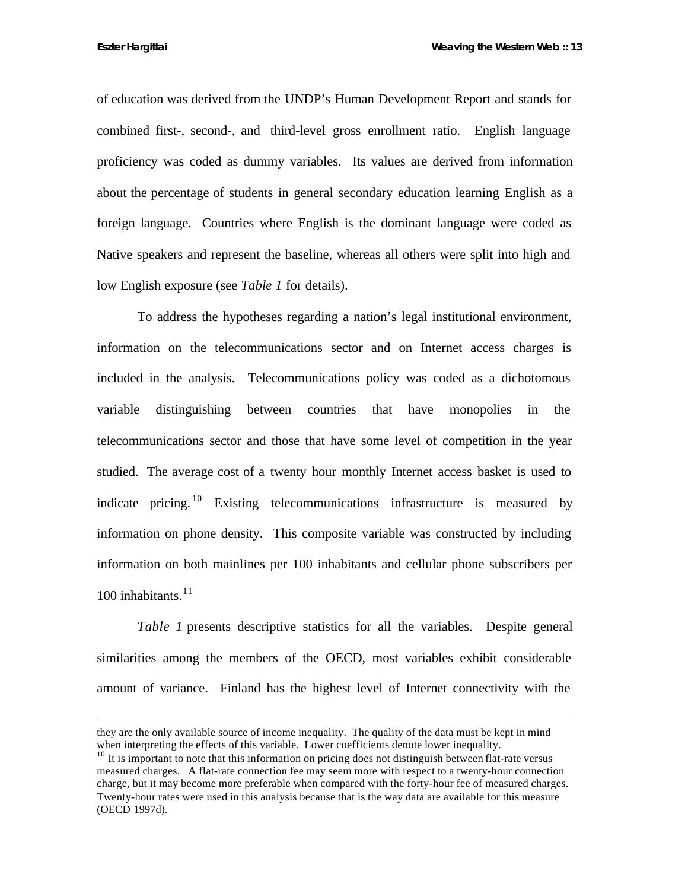of education was derived from the UNDP's Human Development Report and stands for combined first-, second-, and third-level gross enrollment ratio. English language proficiency was coded as dummy variables. Its values are derived from information about the percentage of students in general secondary education learning English as a foreign language. Countries where English is the dominant language were coded as Native speakers and represent the baseline, whereas all others were split into high and low English exposure (see *Table 1* for details).

To address the hypotheses regarding a nation's legal institutional environment, information on the telecommunications sector and on Internet access charges is included in the analysis. Telecommunications policy was coded as a dichotomous variable distinguishing between countries that have monopolies in the telecommunications sector and those that have some level of competition in the year studied. The average cost of a twenty hour monthly Internet access basket is used to indicate pricing.[10] Existing telecommunications infrastructure is measured by information on phone density. This composite variable was constructed by including information on both mainlines per 100 inhabitants and cellular phone subscribers per 100 inhabitants.[11]

*Table 1* presents descriptive statistics for all the variables. Despite general similarities among the members of the OECD, most variables exhibit considerable amount of variance. Finland has the highest level of Internet connectivity with the

---

they are the only available source of income inequality. The quality of the data must be kept in mind when interpreting the effects of this variable. Lower coefficients denote lower inequality.

[10] It is important to note that this information on pricing does not distinguish between flat-rate versus measured charges. A flat-rate connection fee may seem more with respect to a twenty-hour connection charge, but it may become more preferable when compared with the forty-hour fee of measured charges. Twenty-hour rates were used in this analysis because that is the way data are available for this measure (OECD 1997d).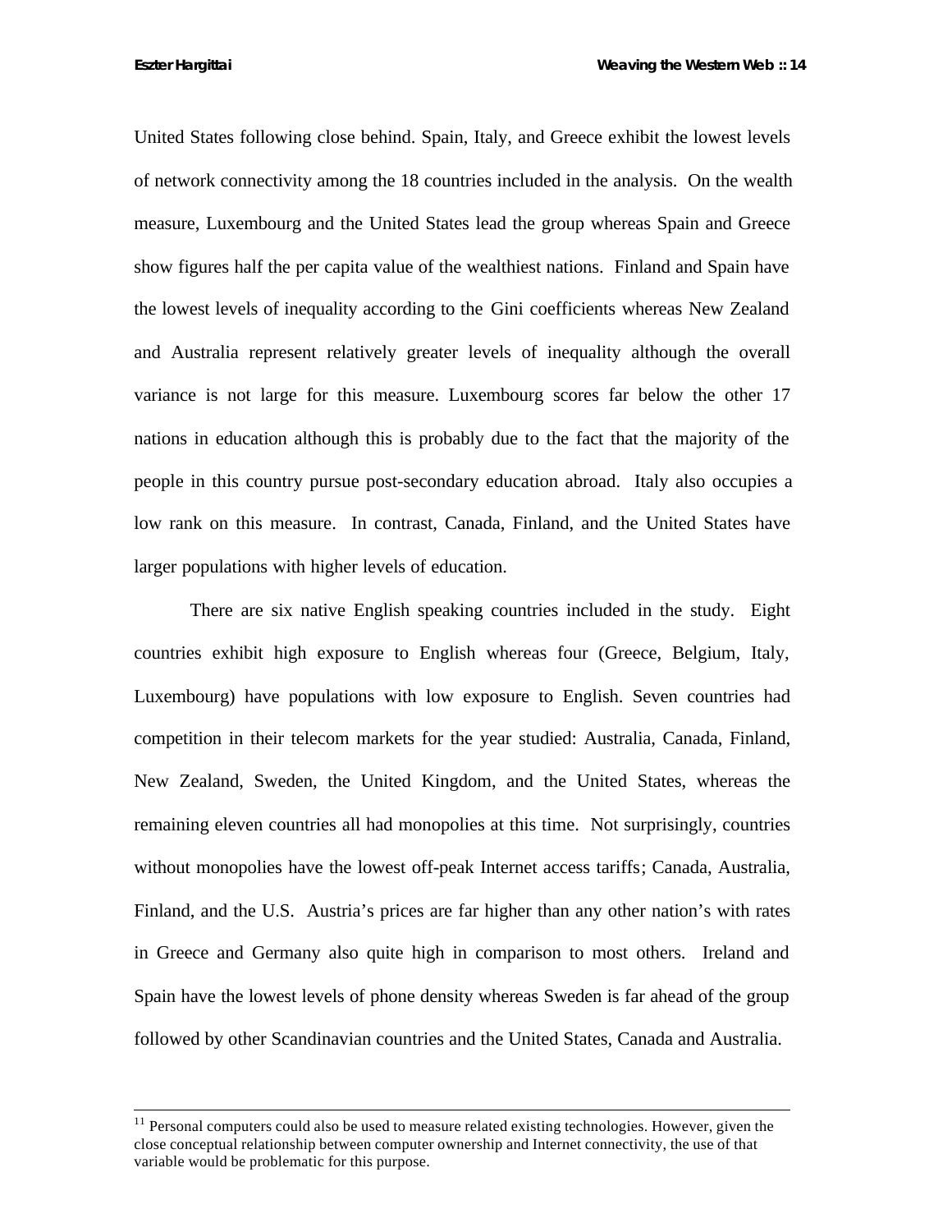United States following close behind. Spain, Italy, and Greece exhibit the lowest levels of network connectivity among the 18 countries included in the analysis. On the wealth measure, Luxembourg and the United States lead the group whereas Spain and Greece show figures half the per capita value of the wealthiest nations. Finland and Spain have the lowest levels of inequality according to the Gini coefficients whereas New Zealand and Australia represent relatively greater levels of inequality although the overall variance is not large for this measure. Luxembourg scores far below the other 17 nations in education although this is probably due to the fact that the majority of the people in this country pursue post-secondary education abroad. Italy also occupies a low rank on this measure. In contrast, Canada, Finland, and the United States have larger populations with higher levels of education.

There are six native English speaking countries included in the study. Eight countries exhibit high exposure to English whereas four (Greece, Belgium, Italy, Luxembourg) have populations with low exposure to English. Seven countries had competition in their telecom markets for the year studied: Australia, Canada, Finland, New Zealand, Sweden, the United Kingdom, and the United States, whereas the remaining eleven countries all had monopolies at this time. Not surprisingly, countries without monopolies have the lowest off-peak Internet access tariffs; Canada, Australia, Finland, and the U.S. Austria's prices are far higher than any other nation's with rates in Greece and Germany also quite high in comparison to most others. Ireland and Spain have the lowest levels of phone density whereas Sweden is far ahead of the group followed by other Scandinavian countries and the United States, Canada and Australia.

---

[11] Personal computers could also be used to measure related existing technologies. However, given the close conceptual relationship between computer ownership and Internet connectivity, the use of that variable would be problematic for this purpose.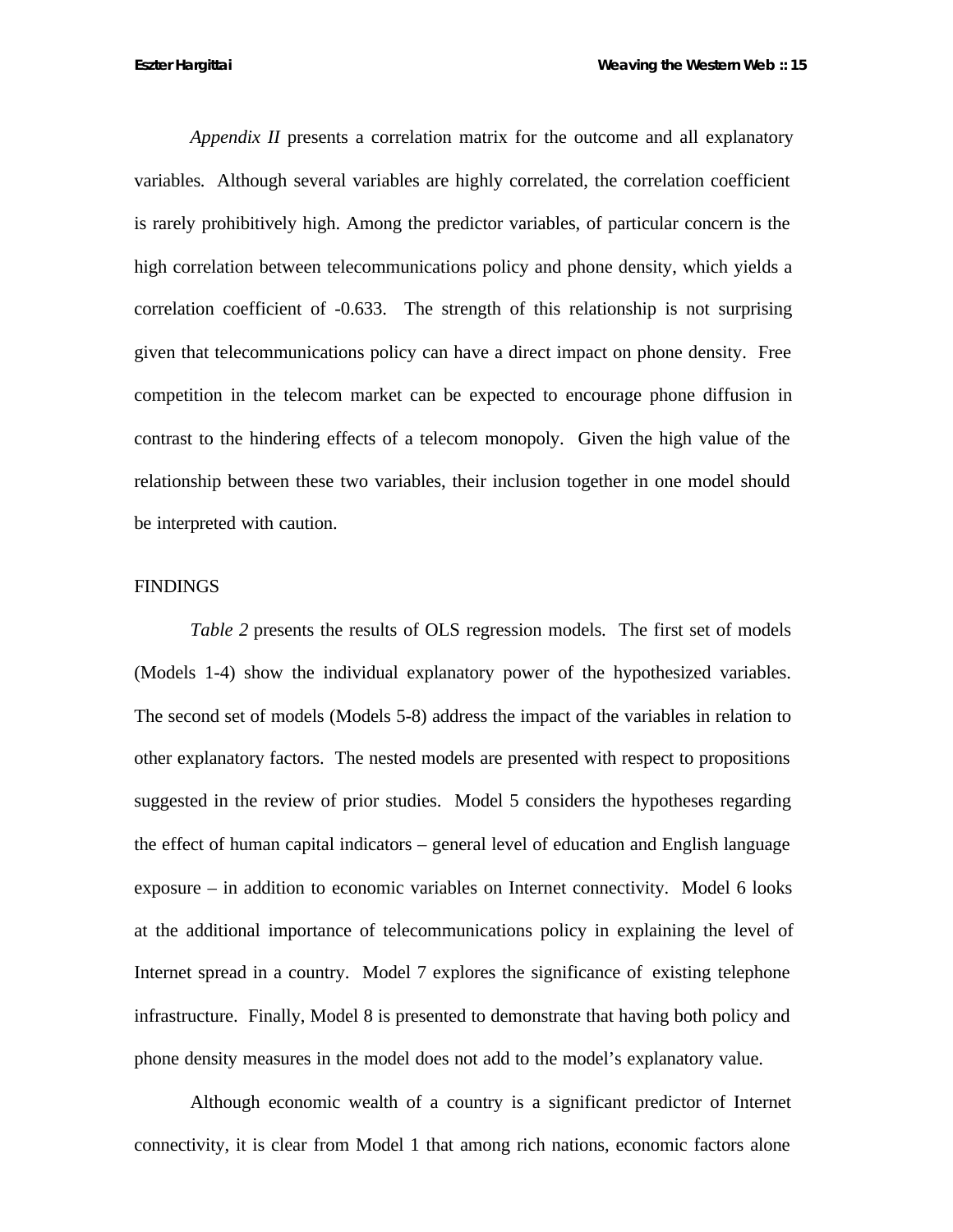*Appendix II* presents a correlation matrix for the outcome and all explanatory variables. Although several variables are highly correlated, the correlation coefficient is rarely prohibitively high. Among the predictor variables, of particular concern is the high correlation between telecommunications policy and phone density, which yields a correlation coefficient of -0.633. The strength of this relationship is not surprising given that telecommunications policy can have a direct impact on phone density. Free competition in the telecom market can be expected to encourage phone diffusion in contrast to the hindering effects of a telecom monopoly. Given the high value of the relationship between these two variables, their inclusion together in one model should be interpreted with caution.

## FINDINGS

*Table 2* presents the results of OLS regression models. The first set of models (Models 1-4) show the individual explanatory power of the hypothesized variables. The second set of models (Models 5-8) address the impact of the variables in relation to other explanatory factors. The nested models are presented with respect to propositions suggested in the review of prior studies. Model 5 considers the hypotheses regarding the effect of human capital indicators – general level of education and English language exposure – in addition to economic variables on Internet connectivity. Model 6 looks at the additional importance of telecommunications policy in explaining the level of Internet spread in a country. Model 7 explores the significance of existing telephone infrastructure. Finally, Model 8 is presented to demonstrate that having both policy and phone density measures in the model does not add to the model's explanatory value.

Although economic wealth of a country is a significant predictor of Internet connectivity, it is clear from Model 1 that among rich nations, economic factors alone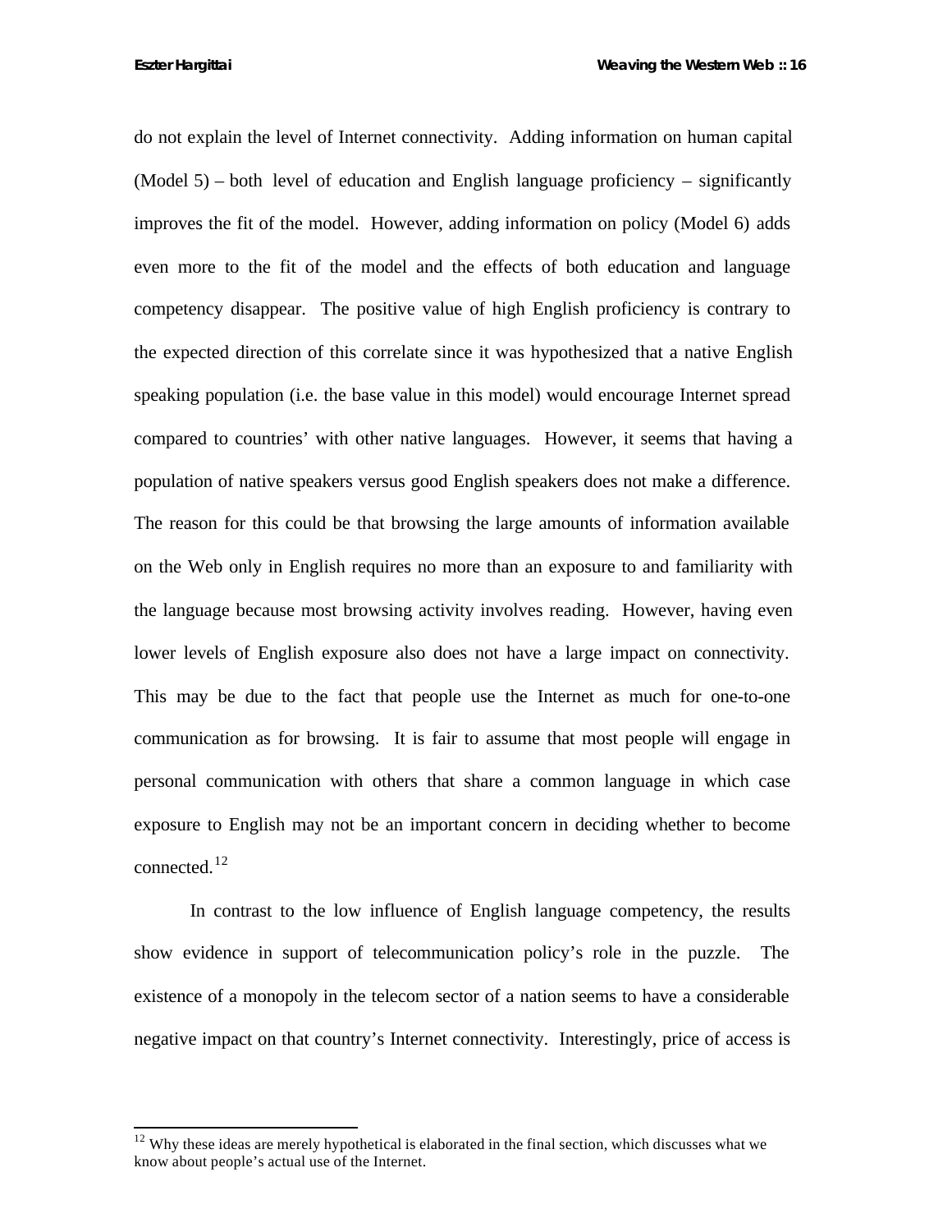do not explain the level of Internet connectivity. Adding information on human capital (Model 5) – both level of education and English language proficiency – significantly improves the fit of the model. However, adding information on policy (Model 6) adds even more to the fit of the model and the effects of both education and language competency disappear. The positive value of high English proficiency is contrary to the expected direction of this correlate since it was hypothesized that a native English speaking population (i.e. the base value in this model) would encourage Internet spread compared to countries' with other native languages. However, it seems that having a population of native speakers versus good English speakers does not make a difference. The reason for this could be that browsing the large amounts of information available on the Web only in English requires no more than an exposure to and familiarity with the language because most browsing activity involves reading. However, having even lower levels of English exposure also does not have a large impact on connectivity. This may be due to the fact that people use the Internet as much for one-to-one communication as for browsing. It is fair to assume that most people will engage in personal communication with others that share a common language in which case exposure to English may not be an important concern in deciding whether to become connected.[12]

In contrast to the low influence of English language competency, the results show evidence in support of telecommunication policy's role in the puzzle. The existence of a monopoly in the telecom sector of a nation seems to have a considerable negative impact on that country's Internet connectivity. Interestingly, price of access is

[12] Why these ideas are merely hypothetical is elaborated in the final section, which discusses what we know about people's actual use of the Internet.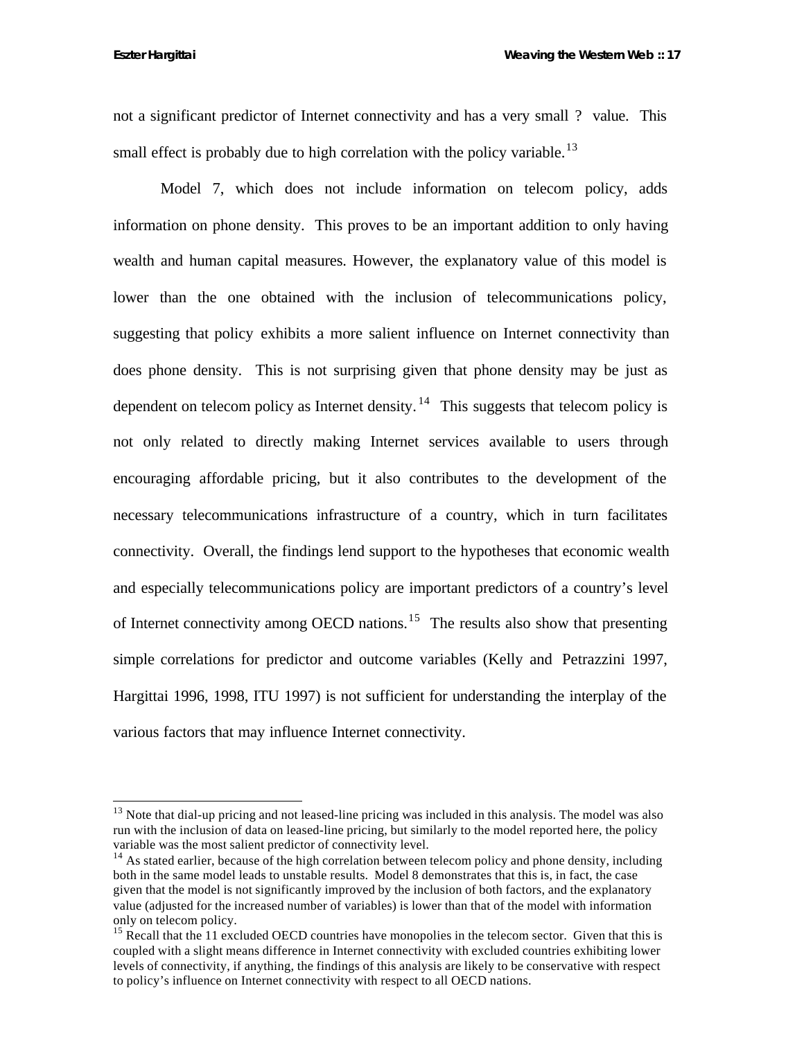not a significant predictor of Internet connectivity and has a very small ? value. This small effect is probably due to high correlation with the policy variable.[13]

Model 7, which does not include information on telecom policy, adds information on phone density. This proves to be an important addition to only having wealth and human capital measures. However, the explanatory value of this model is lower than the one obtained with the inclusion of telecommunications policy, suggesting that policy exhibits a more salient influence on Internet connectivity than does phone density. This is not surprising given that phone density may be just as dependent on telecom policy as Internet density.[14] This suggests that telecom policy is not only related to directly making Internet services available to users through encouraging affordable pricing, but it also contributes to the development of the necessary telecommunications infrastructure of a country, which in turn facilitates connectivity. Overall, the findings lend support to the hypotheses that economic wealth and especially telecommunications policy are important predictors of a country's level of Internet connectivity among OECD nations.[15] The results also show that presenting simple correlations for predictor and outcome variables (Kelly and Petrazzini 1997, Hargittai 1996, 1998, ITU 1997) is not sufficient for understanding the interplay of the various factors that may influence Internet connectivity.

---

[13] Note that dial-up pricing and not leased-line pricing was included in this analysis. The model was also run with the inclusion of data on leased-line pricing, but similarly to the model reported here, the policy variable was the most salient predictor of connectivity level.

[14] As stated earlier, because of the high correlation between telecom policy and phone density, including both in the same model leads to unstable results. Model 8 demonstrates that this is, in fact, the case given that the model is not significantly improved by the inclusion of both factors, and the explanatory value (adjusted for the increased number of variables) is lower than that of the model with information only on telecom policy.

[15] Recall that the 11 excluded OECD countries have monopolies in the telecom sector. Given that this is coupled with a slight means difference in Internet connectivity with excluded countries exhibiting lower levels of connectivity, if anything, the findings of this analysis are likely to be conservative with respect to policy's influence on Internet connectivity with respect to all OECD nations.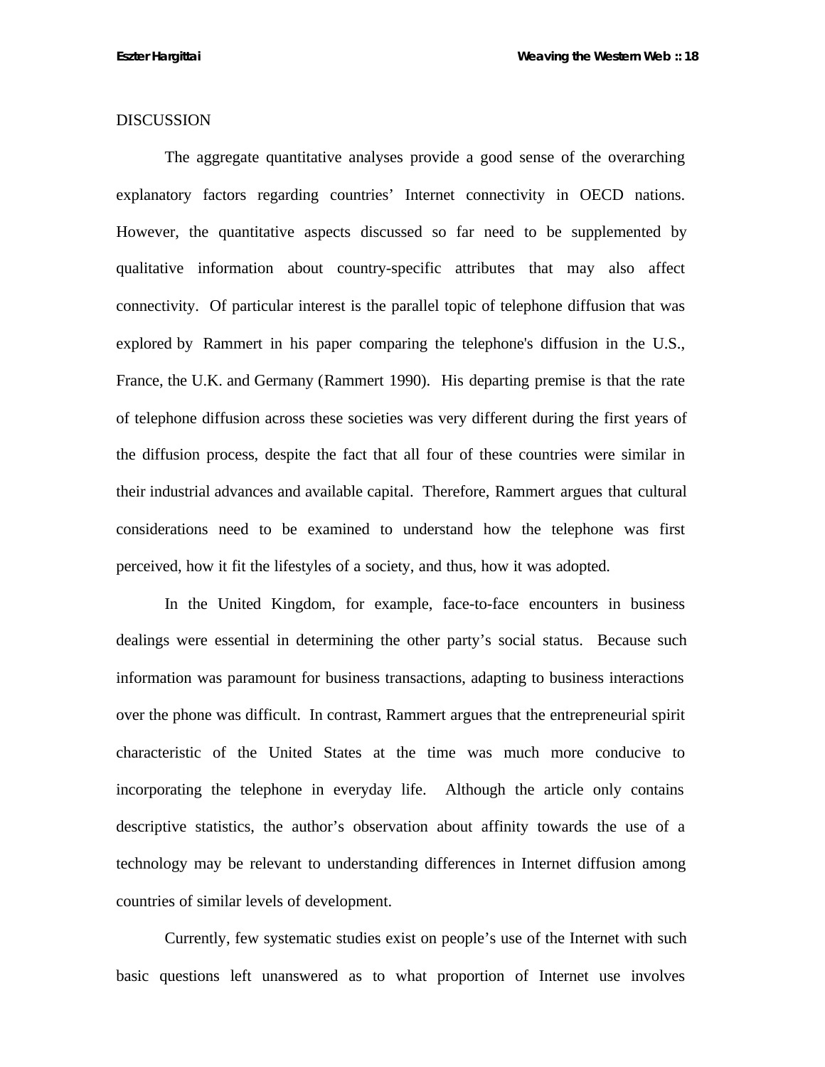## DISCUSSION

The aggregate quantitative analyses provide a good sense of the overarching explanatory factors regarding countries' Internet connectivity in OECD nations. However, the quantitative aspects discussed so far need to be supplemented by qualitative information about country-specific attributes that may also affect connectivity. Of particular interest is the parallel topic of telephone diffusion that was explored by Rammert in his paper comparing the telephone's diffusion in the U.S., France, the U.K. and Germany (Rammert 1990). His departing premise is that the rate of telephone diffusion across these societies was very different during the first years of the diffusion process, despite the fact that all four of these countries were similar in their industrial advances and available capital. Therefore, Rammert argues that cultural considerations need to be examined to understand how the telephone was first perceived, how it fit the lifestyles of a society, and thus, how it was adopted.

In the United Kingdom, for example, face-to-face encounters in business dealings were essential in determining the other party's social status. Because such information was paramount for business transactions, adapting to business interactions over the phone was difficult. In contrast, Rammert argues that the entrepreneurial spirit characteristic of the United States at the time was much more conducive to incorporating the telephone in everyday life. Although the article only contains descriptive statistics, the author's observation about affinity towards the use of a technology may be relevant to understanding differences in Internet diffusion among countries of similar levels of development.

Currently, few systematic studies exist on people's use of the Internet with such basic questions left unanswered as to what proportion of Internet use involves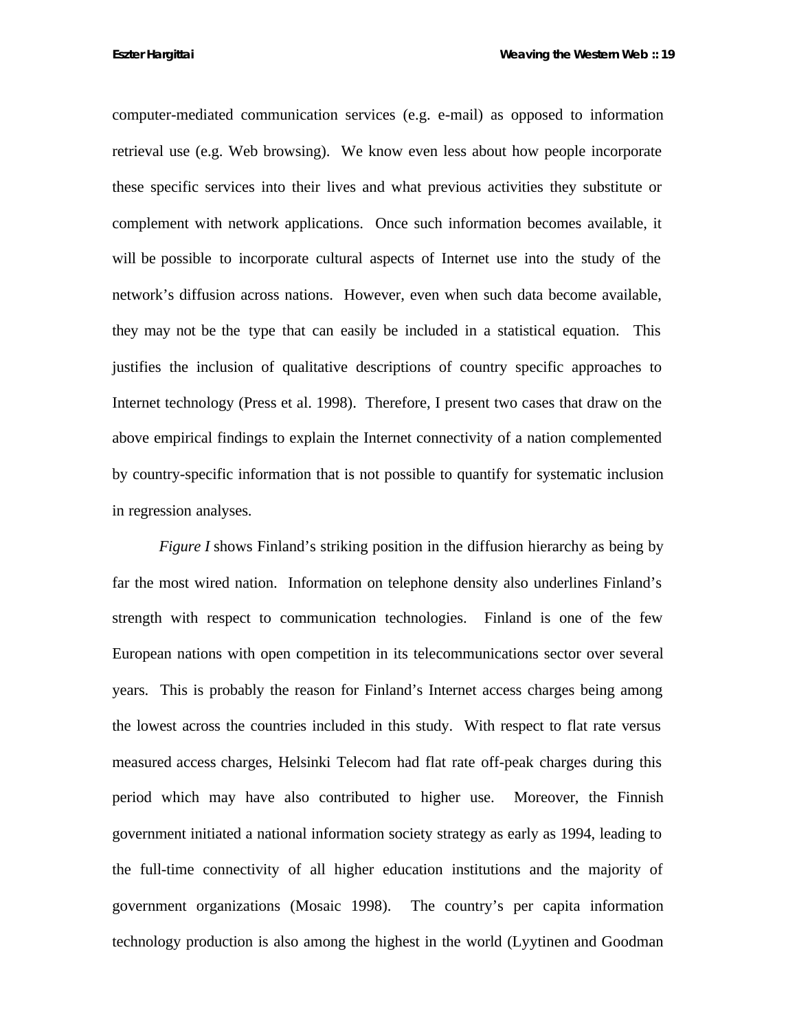computer-mediated communication services (e.g. e-mail) as opposed to information retrieval use (e.g. Web browsing). We know even less about how people incorporate these specific services into their lives and what previous activities they substitute or complement with network applications. Once such information becomes available, it will be possible to incorporate cultural aspects of Internet use into the study of the network's diffusion across nations. However, even when such data become available, they may not be the type that can easily be included in a statistical equation. This justifies the inclusion of qualitative descriptions of country specific approaches to Internet technology (Press et al. 1998). Therefore, I present two cases that draw on the above empirical findings to explain the Internet connectivity of a nation complemented by country-specific information that is not possible to quantify for systematic inclusion in regression analyses.

*Figure I* shows Finland's striking position in the diffusion hierarchy as being by far the most wired nation. Information on telephone density also underlines Finland's strength with respect to communication technologies. Finland is one of the few European nations with open competition in its telecommunications sector over several years. This is probably the reason for Finland's Internet access charges being among the lowest across the countries included in this study. With respect to flat rate versus measured access charges, Helsinki Telecom had flat rate off-peak charges during this period which may have also contributed to higher use. Moreover, the Finnish government initiated a national information society strategy as early as 1994, leading to the full-time connectivity of all higher education institutions and the majority of government organizations (Mosaic 1998). The country's per capita information technology production is also among the highest in the world (Lyytinen and Goodman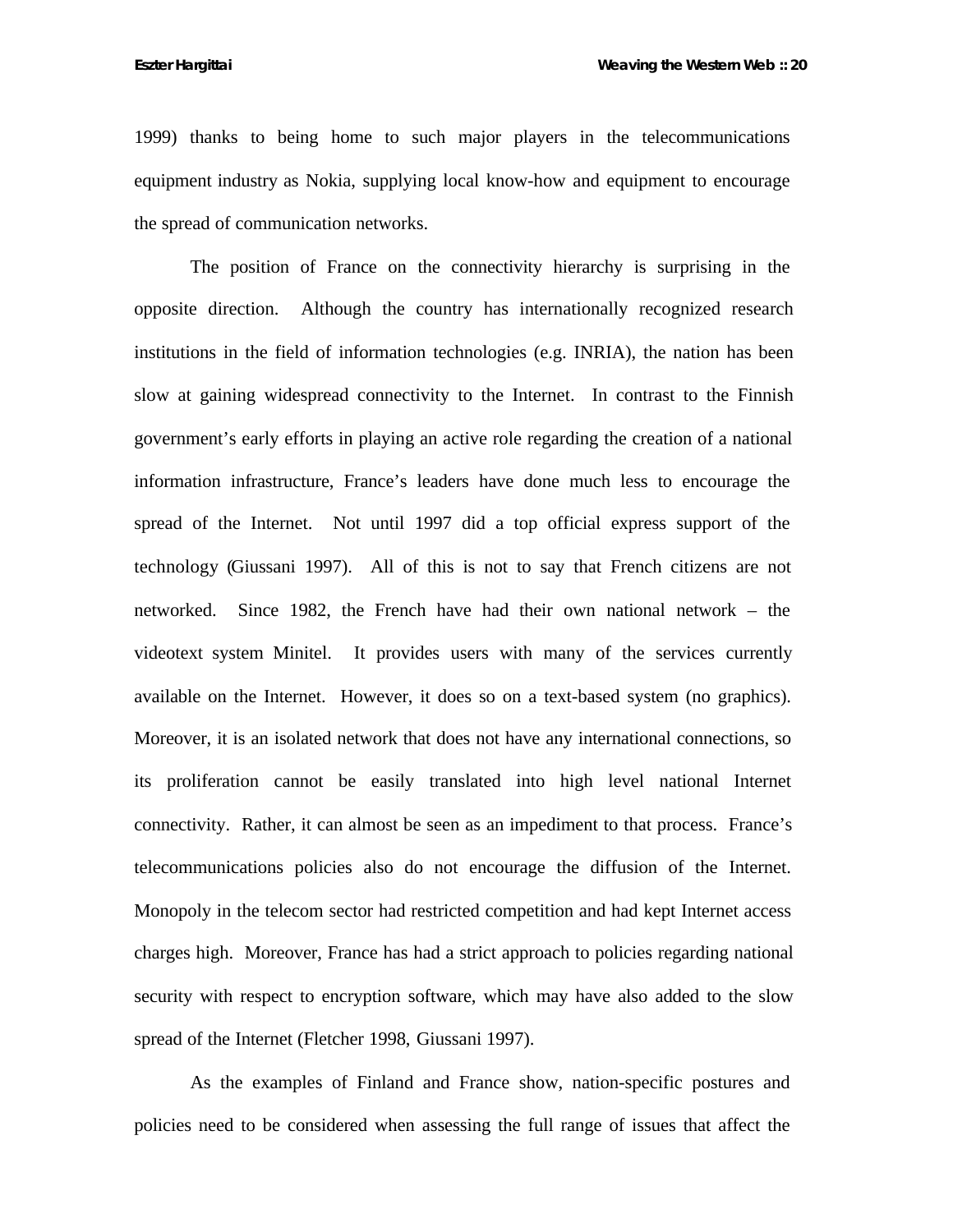1999) thanks to being home to such major players in the telecommunications equipment industry as Nokia, supplying local know-how and equipment to encourage the spread of communication networks.

The position of France on the connectivity hierarchy is surprising in the opposite direction. Although the country has internationally recognized research institutions in the field of information technologies (e.g. INRIA), the nation has been slow at gaining widespread connectivity to the Internet. In contrast to the Finnish government's early efforts in playing an active role regarding the creation of a national information infrastructure, France's leaders have done much less to encourage the spread of the Internet. Not until 1997 did a top official express support of the technology (Giussani 1997). All of this is not to say that French citizens are not networked. Since 1982, the French have had their own national network – the videotext system Minitel. It provides users with many of the services currently available on the Internet. However, it does so on a text-based system (no graphics). Moreover, it is an isolated network that does not have any international connections, so its proliferation cannot be easily translated into high level national Internet connectivity. Rather, it can almost be seen as an impediment to that process. France's telecommunications policies also do not encourage the diffusion of the Internet. Monopoly in the telecom sector had restricted competition and had kept Internet access charges high. Moreover, France has had a strict approach to policies regarding national security with respect to encryption software, which may have also added to the slow spread of the Internet (Fletcher 1998, Giussani 1997).

As the examples of Finland and France show, nation-specific postures and policies need to be considered when assessing the full range of issues that affect the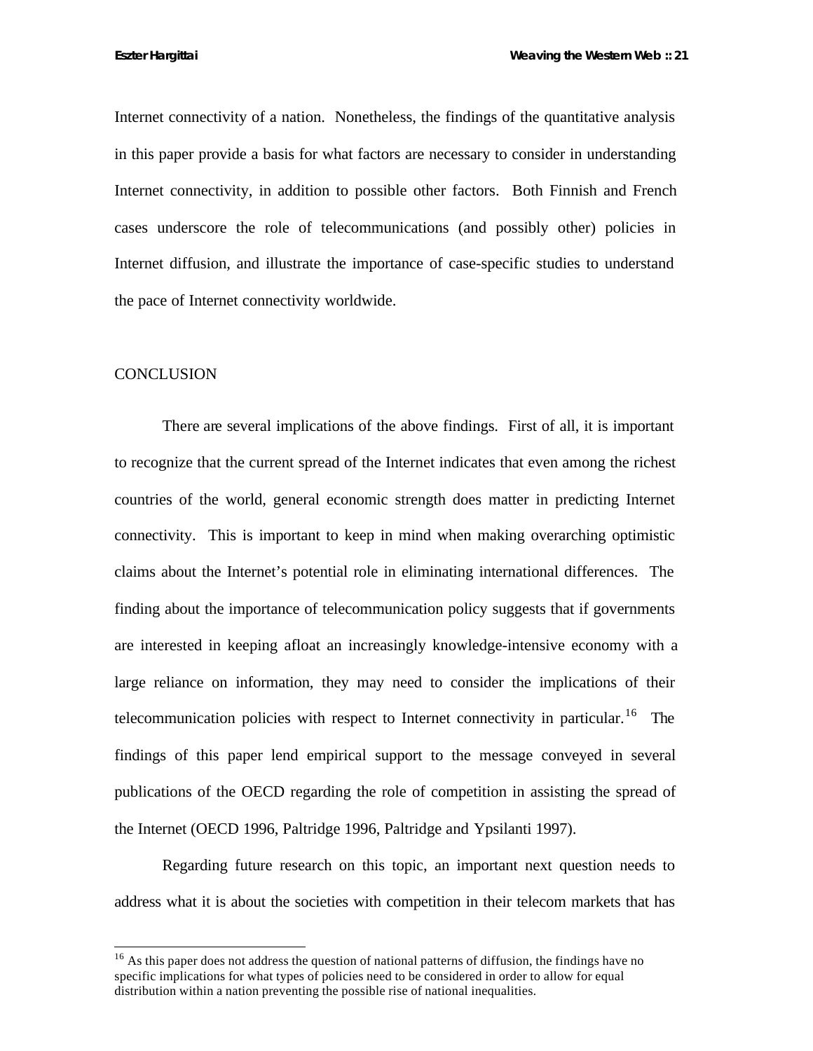Internet connectivity of a nation. Nonetheless, the findings of the quantitative analysis in this paper provide a basis for what factors are necessary to consider in understanding Internet connectivity, in addition to possible other factors. Both Finnish and French cases underscore the role of telecommunications (and possibly other) policies in Internet diffusion, and illustrate the importance of case-specific studies to understand the pace of Internet connectivity worldwide.

## CONCLUSION

There are several implications of the above findings. First of all, it is important to recognize that the current spread of the Internet indicates that even among the richest countries of the world, general economic strength does matter in predicting Internet connectivity. This is important to keep in mind when making overarching optimistic claims about the Internet's potential role in eliminating international differences. The finding about the importance of telecommunication policy suggests that if governments are interested in keeping afloat an increasingly knowledge-intensive economy with a large reliance on information, they may need to consider the implications of their telecommunication policies with respect to Internet connectivity in particular.[16] The findings of this paper lend empirical support to the message conveyed in several publications of the OECD regarding the role of competition in assisting the spread of the Internet (OECD 1996, Paltridge 1996, Paltridge and Ypsilanti 1997).

Regarding future research on this topic, an important next question needs to address what it is about the societies with competition in their telecom markets that has

---

[16] As this paper does not address the question of national patterns of diffusion, the findings have no specific implications for what types of policies need to be considered in order to allow for equal distribution within a nation preventing the possible rise of national inequalities.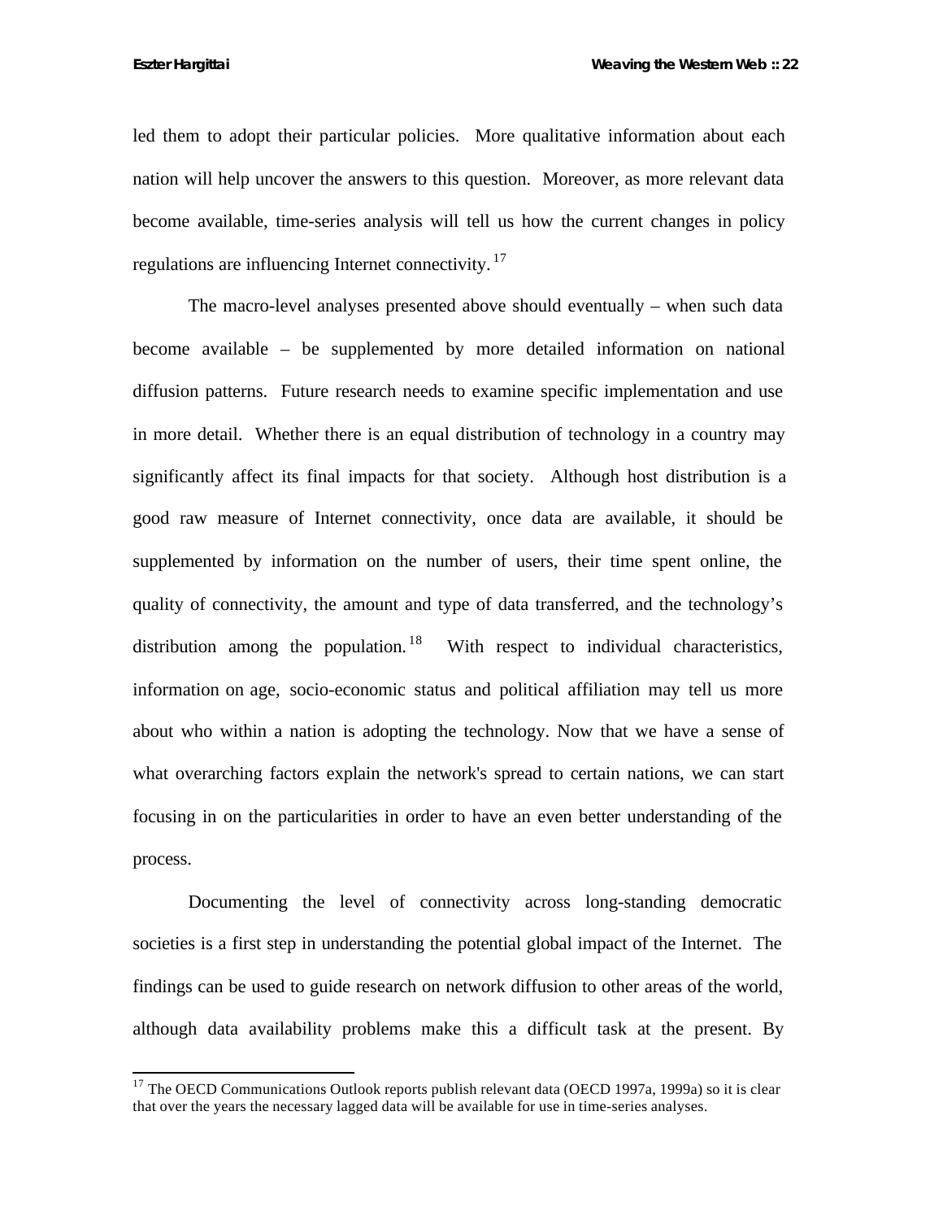led them to adopt their particular policies. More qualitative information about each nation will help uncover the answers to this question. Moreover, as more relevant data become available, time-series analysis will tell us how the current changes in policy regulations are influencing Internet connectivity.[17]

The macro-level analyses presented above should eventually – when such data become available – be supplemented by more detailed information on national diffusion patterns. Future research needs to examine specific implementation and use in more detail. Whether there is an equal distribution of technology in a country may significantly affect its final impacts for that society. Although host distribution is a good raw measure of Internet connectivity, once data are available, it should be supplemented by information on the number of users, their time spent online, the quality of connectivity, the amount and type of data transferred, and the technology's distribution among the population.[18] With respect to individual characteristics, information on age, socio-economic status and political affiliation may tell us more about who within a nation is adopting the technology. Now that we have a sense of what overarching factors explain the network's spread to certain nations, we can start focusing in on the particularities in order to have an even better understanding of the process.

Documenting the level of connectivity across long-standing democratic societies is a first step in understanding the potential global impact of the Internet. The findings can be used to guide research on network diffusion to other areas of the world, although data availability problems make this a difficult task at the present. By

---

[17] The OECD Communications Outlook reports publish relevant data (OECD 1997a, 1999a) so it is clear that over the years the necessary lagged data will be available for use in time-series analyses.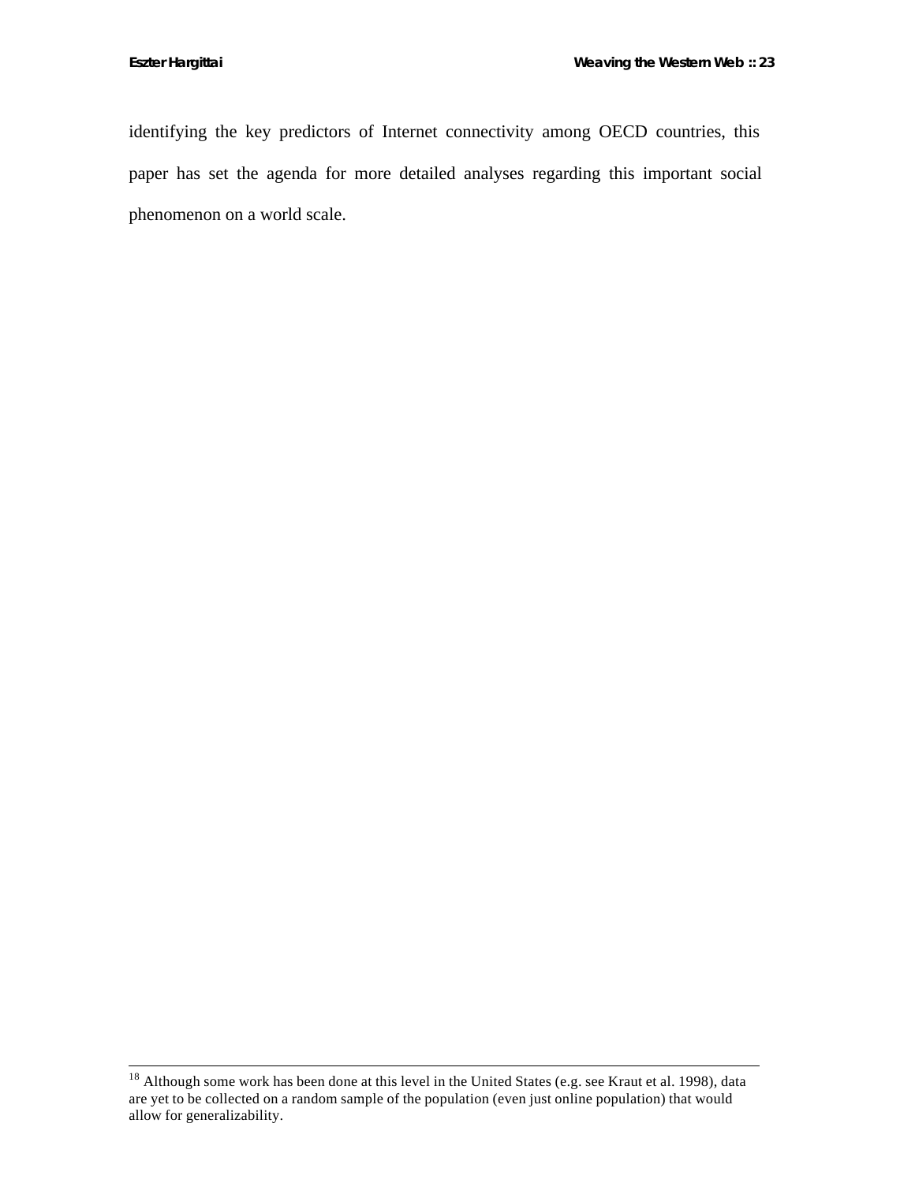identifying the key predictors of Internet connectivity among OECD countries, this paper has set the agenda for more detailed analyses regarding this important social phenomenon on a world scale.

---

[18] Although some work has been done at this level in the United States (e.g. see Kraut et al. 1998), data are yet to be collected on a random sample of the population (even just online population) that would allow for generalizability.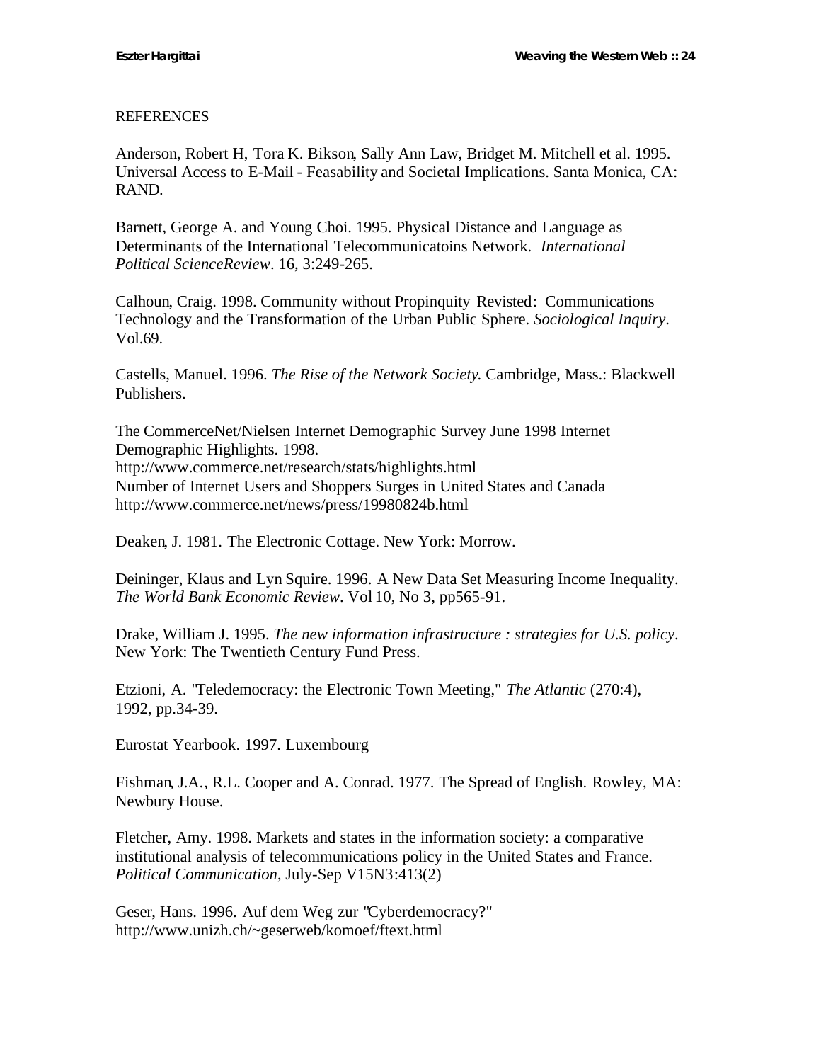REFERENCES

Anderson, Robert H, Tora K. Bikson, Sally Ann Law, Bridget M. Mitchell et al. 1995. Universal Access to E-Mail - Feasability and Societal Implications. Santa Monica, CA: RAND.

Barnett, George A. and Young Choi. 1995. Physical Distance and Language as Determinants of the International Telecommunicatoins Network. *International Political ScienceReview*. 16, 3:249-265.

Calhoun, Craig. 1998. Community without Propinquity Revisted: Communications Technology and the Transformation of the Urban Public Sphere. *Sociological Inquiry*. Vol.69.

Castells, Manuel. 1996. *The Rise of the Network Society.* Cambridge, Mass.: Blackwell Publishers.

The CommerceNet/Nielsen Internet Demographic Survey June 1998 Internet Demographic Highlights. 1998.
http://www.commerce.net/research/stats/highlights.html
Number of Internet Users and Shoppers Surges in United States and Canada
http://www.commerce.net/news/press/19980824b.html

Deaken, J. 1981. The Electronic Cottage. New York: Morrow.

Deininger, Klaus and Lyn Squire. 1996. A New Data Set Measuring Income Inequality. *The World Bank Economic Review*. Vol 10, No 3, pp565-91.

Drake, William J. 1995. *The new information infrastructure : strategies for U.S. policy*. New York: The Twentieth Century Fund Press.

Etzioni, A. "Teledemocracy: the Electronic Town Meeting," *The Atlantic* (270:4), 1992, pp.34-39.

Eurostat Yearbook. 1997. Luxembourg

Fishman, J.A., R.L. Cooper and A. Conrad. 1977. The Spread of English. Rowley, MA: Newbury House.

Fletcher, Amy. 1998. Markets and states in the information society: a comparative institutional analysis of telecommunications policy in the United States and France. *Political Communication*, July-Sep V15N3:413(2)

Geser, Hans. 1996. Auf dem Weg zur "Cyberdemocracy?"
http://www.unizh.ch/~geserweb/komoef/ftext.html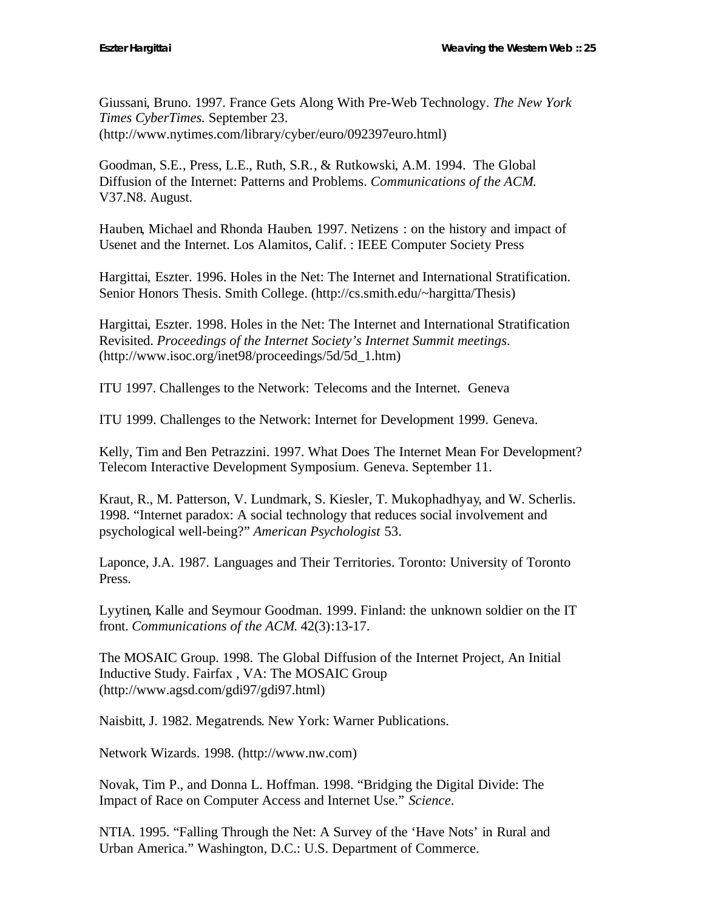Giussani, Bruno. 1997. France Gets Along With Pre-Web Technology. *The New York Times CyberTimes.* September 23. (http://www.nytimes.com/library/cyber/euro/092397euro.html)

Goodman, S.E., Press, L.E., Ruth, S.R., & Rutkowski, A.M. 1994. The Global Diffusion of the Internet: Patterns and Problems. *Communications of the ACM.* V37.N8. August.

Hauben, Michael and Rhonda Hauben. 1997. Netizens : on the history and impact of Usenet and the Internet. Los Alamitos, Calif. : IEEE Computer Society Press

Hargittai, Eszter. 1996. Holes in the Net: The Internet and International Stratification. Senior Honors Thesis. Smith College. (http://cs.smith.edu/~hargitta/Thesis)

Hargittai, Eszter. 1998. Holes in the Net: The Internet and International Stratification Revisited. *Proceedings of the Internet Society's Internet Summit meetings*. (http://www.isoc.org/inet98/proceedings/5d/5d_1.htm)

ITU 1997. Challenges to the Network: Telecoms and the Internet. Geneva

ITU 1999. Challenges to the Network: Internet for Development 1999. Geneva.

Kelly, Tim and Ben Petrazzini. 1997. What Does The Internet Mean For Development? Telecom Interactive Development Symposium. Geneva. September 11.

Kraut, R., M. Patterson, V. Lundmark, S. Kiesler, T. Mukophadhyay, and W. Scherlis. 1998. "Internet paradox: A social technology that reduces social involvement and psychological well-being?" *American Psychologist* 53.

Laponce, J.A. 1987. Languages and Their Territories. Toronto: University of Toronto Press.

Lyytinen, Kalle and Seymour Goodman. 1999. Finland: the unknown soldier on the IT front. *Communications of the ACM.* 42(3):13-17.

The MOSAIC Group. 1998. The Global Diffusion of the Internet Project, An Initial Inductive Study. Fairfax , VA: The MOSAIC Group (http://www.agsd.com/gdi97/gdi97.html)

Naisbitt, J. 1982. Megatrends. New York: Warner Publications.

Network Wizards. 1998. (http://www.nw.com)

Novak, Tim P., and Donna L. Hoffman. 1998. "Bridging the Digital Divide: The Impact of Race on Computer Access and Internet Use." *Science*.

NTIA. 1995. "Falling Through the Net: A Survey of the 'Have Nots' in Rural and Urban America." Washington, D.C.: U.S. Department of Commerce.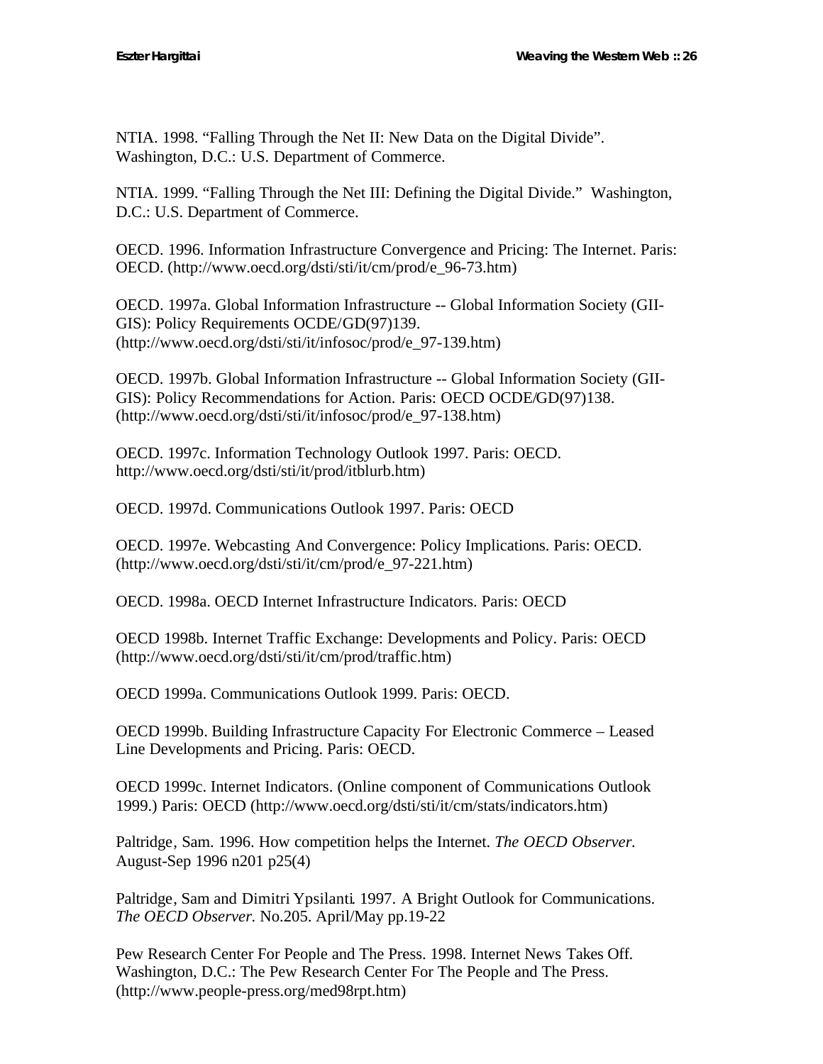NTIA. 1998. "Falling Through the Net II: New Data on the Digital Divide". Washington, D.C.: U.S. Department of Commerce.

NTIA. 1999. "Falling Through the Net III: Defining the Digital Divide." Washington, D.C.: U.S. Department of Commerce.

OECD. 1996. Information Infrastructure Convergence and Pricing: The Internet. Paris: OECD. (http://www.oecd.org/dsti/sti/it/cm/prod/e_96-73.htm)

OECD. 1997a. Global Information Infrastructure -- Global Information Society (GII-GIS): Policy Requirements OCDE/GD(97)139. (http://www.oecd.org/dsti/sti/it/infosoc/prod/e_97-139.htm)

OECD. 1997b. Global Information Infrastructure -- Global Information Society (GII-GIS): Policy Recommendations for Action. Paris: OECD OCDE/GD(97)138. (http://www.oecd.org/dsti/sti/it/infosoc/prod/e_97-138.htm)

OECD. 1997c. Information Technology Outlook 1997. Paris: OECD. http://www.oecd.org/dsti/sti/it/prod/itblurb.htm)

OECD. 1997d. Communications Outlook 1997. Paris: OECD

OECD. 1997e. Webcasting And Convergence: Policy Implications. Paris: OECD. (http://www.oecd.org/dsti/sti/it/cm/prod/e_97-221.htm)

OECD. 1998a. OECD Internet Infrastructure Indicators. Paris: OECD

OECD 1998b. Internet Traffic Exchange: Developments and Policy. Paris: OECD (http://www.oecd.org/dsti/sti/it/cm/prod/traffic.htm)

OECD 1999a. Communications Outlook 1999. Paris: OECD.

OECD 1999b. Building Infrastructure Capacity For Electronic Commerce – Leased Line Developments and Pricing. Paris: OECD.

OECD 1999c. Internet Indicators. (Online component of Communications Outlook 1999.) Paris: OECD (http://www.oecd.org/dsti/sti/it/cm/stats/indicators.htm)

Paltridge, Sam. 1996. How competition helps the Internet. *The OECD Observer.* August-Sep 1996 n201 p25(4)

Paltridge, Sam and Dimitri Ypsilanti. 1997. A Bright Outlook for Communications. *The OECD Observer.* No.205. April/May pp.19-22

Pew Research Center For People and The Press. 1998. Internet News Takes Off. Washington, D.C.: The Pew Research Center For The People and The Press. (http://www.people-press.org/med98rpt.htm)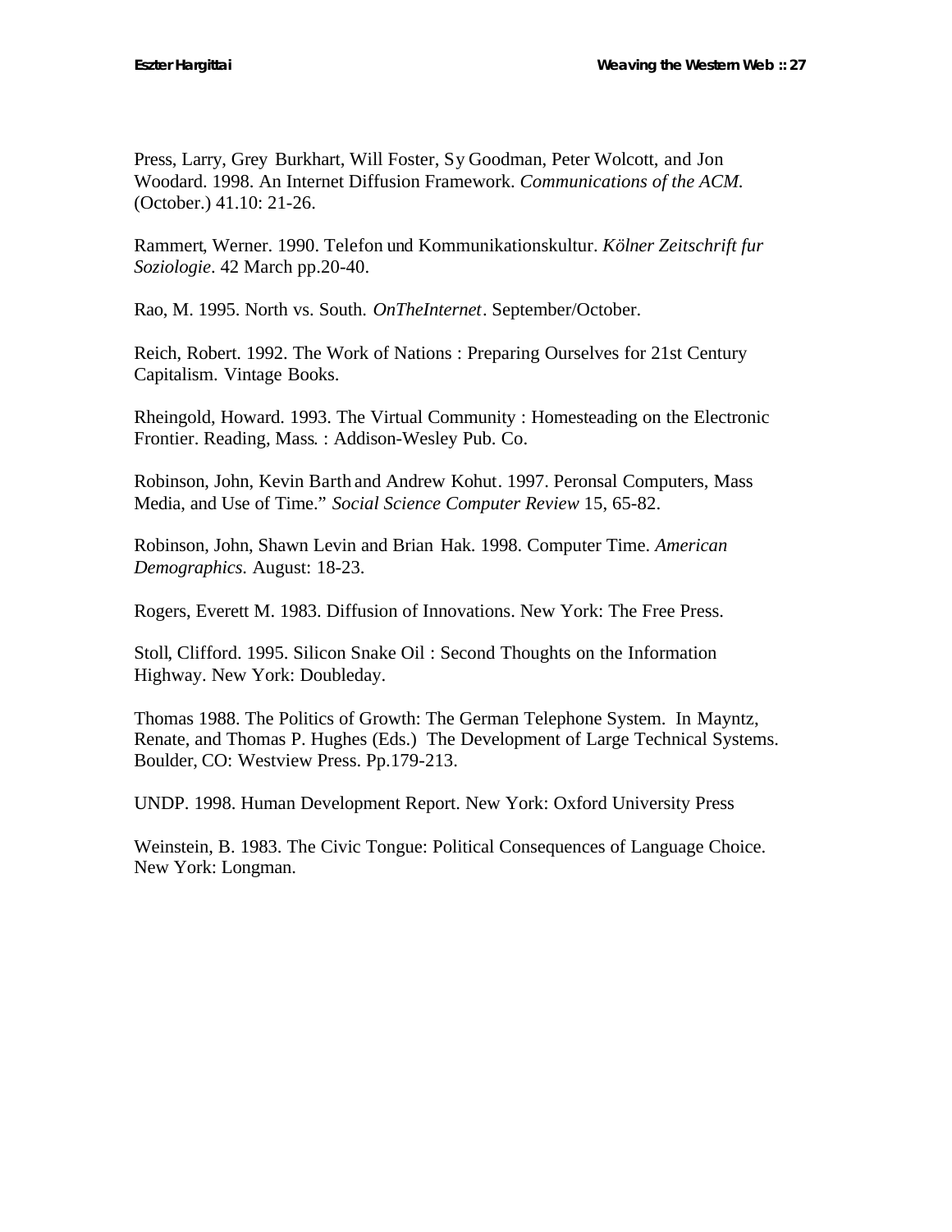Press, Larry, Grey Burkhart, Will Foster, Sy Goodman, Peter Wolcott, and Jon Woodard. 1998. An Internet Diffusion Framework. *Communications of the ACM.* (October.) 41.10: 21-26.

Rammert, Werner. 1990. Telefon und Kommunikationskultur. *Kölner Zeitschrift fur Soziologie*. 42 March pp.20-40.

Rao, M. 1995. North vs. South. *OnTheInternet*. September/October.

Reich, Robert. 1992. The Work of Nations : Preparing Ourselves for 21st Century Capitalism. Vintage Books.

Rheingold, Howard. 1993. The Virtual Community : Homesteading on the Electronic Frontier. Reading, Mass. : Addison-Wesley Pub. Co.

Robinson, John, Kevin Barth and Andrew Kohut. 1997. Peronsal Computers, Mass Media, and Use of Time." *Social Science Computer Review* 15, 65-82.

Robinson, John, Shawn Levin and Brian Hak. 1998. Computer Time. *American Demographics*. August: 18-23.

Rogers, Everett M. 1983. Diffusion of Innovations. New York: The Free Press.

Stoll, Clifford. 1995. Silicon Snake Oil : Second Thoughts on the Information Highway. New York: Doubleday.

Thomas 1988. The Politics of Growth: The German Telephone System. In Mayntz, Renate, and Thomas P. Hughes (Eds.) The Development of Large Technical Systems. Boulder, CO: Westview Press. Pp.179-213.

UNDP. 1998. Human Development Report. New York: Oxford University Press

Weinstein, B. 1983. The Civic Tongue: Political Consequences of Language Choice. New York: Longman.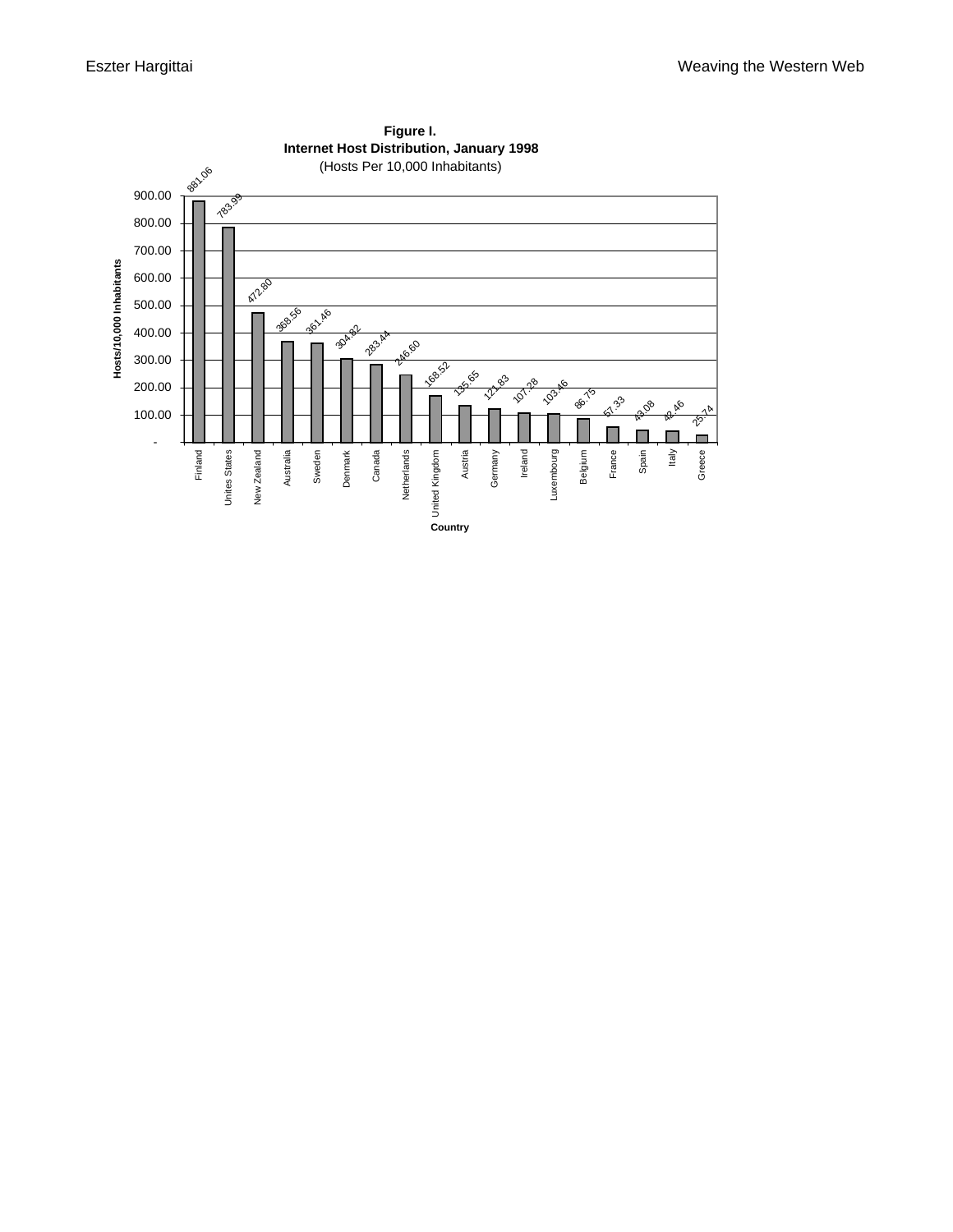**Figure I.**
**Internet Host Distribution, January 1998**
(Hosts Per 10,000 Inhabitants)

| Country | Hosts/10,000 Inhabitants |
| --- | --- |
| Finland | 881.06 |
| Unites States | 783.99 |
| New Zealand | 472.80 |
| Australia | 368.56 |
| Sweden | 361.46 |
| Denmark | 304.82 |
| Canada | 283.44 |
| Netherlands | 246.60 |
| United Kingdom | 168.52 |
| Austria | 135.65 |
| Germany | 121.83 |
| Ireland | 107.28 |
| Luxembourg | 103.46 |
| Belgium | 86.75 |
| France | 57.33 |
| Spain | 43.08 |
| Italy | 42.46 |
| Greece | 25.74 |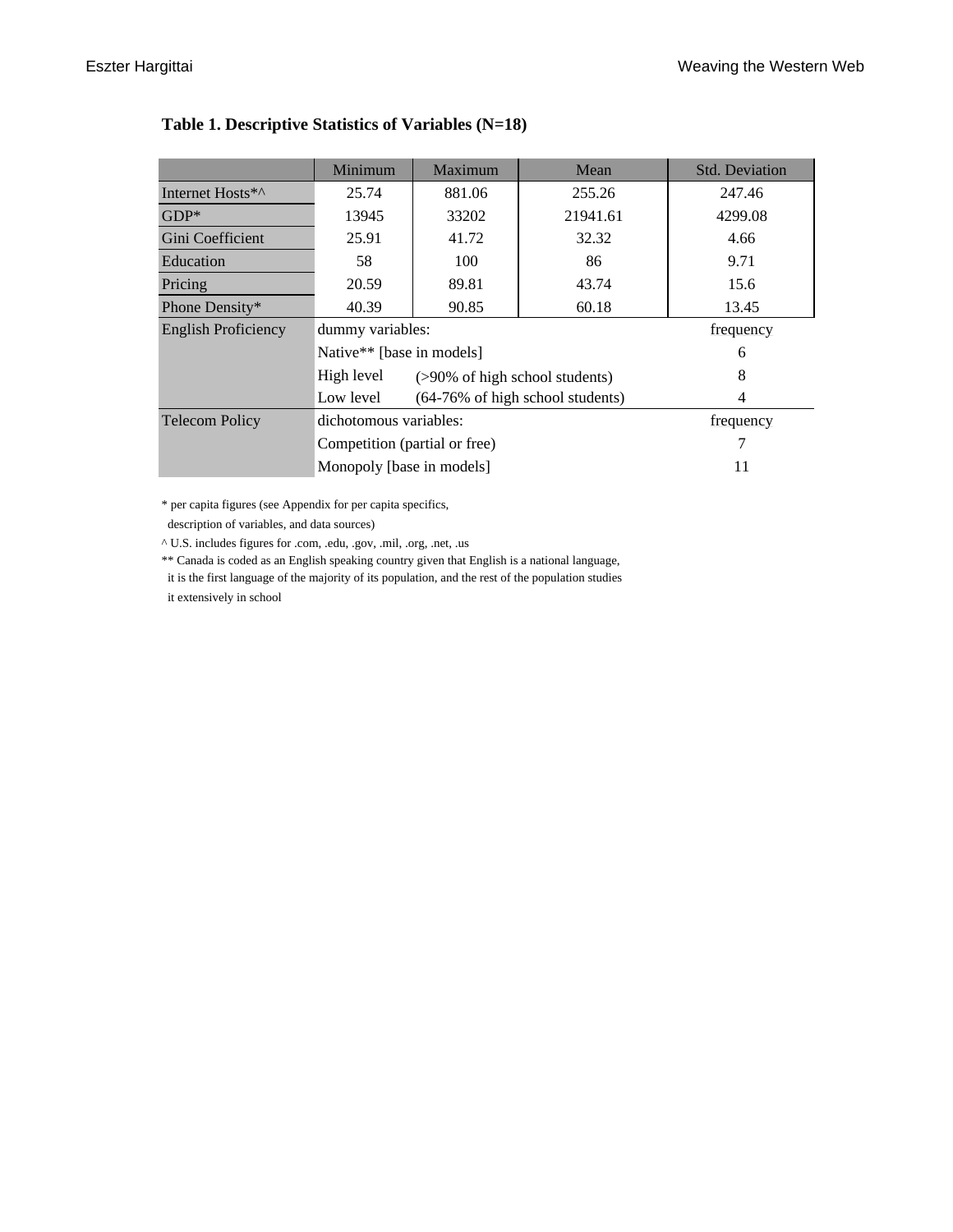**Table 1. Descriptive Statistics of Variables (N=18)**

| | Minimum | Maximum | Mean | Std. Deviation |
|---|---|---|---|---|
| Internet Hosts*^ | 25.74 | 881.06 | 255.26 | 247.46 |
| GDP* | 13945 | 33202 | 21941.61 | 4299.08 |
| Gini Coefficient | 25.91 | 41.72 | 32.32 | 4.66 |
| Education | 58 | 100 | 86 | 9.71 |
| Pricing | 20.59 | 89.81 | 43.74 | 15.6 |
| Phone Density* | 40.39 | 90.85 | 60.18 | 13.45 |
| English Proficiency | dummy variables: | | | frequency |
| | Native** [base in models] | | | 6 |
| | High level | (>90% of high school students) | | 8 |
| | Low level | (64-76% of high school students) | | 4 |
| Telecom Policy | dichotomous variables: | | | frequency |
| | Competition (partial or free) | | | 7 |
| | Monopoly [base in models] | | | 11 |

* per capita figures (see Appendix for per capita specifics, description of variables, and data sources)

^ U.S. includes figures for .com, .edu, .gov, .mil, .org, .net, .us

** Canada is coded as an English speaking country given that English is a national language, it is the first language of the majority of its population, and the rest of the population studies it extensively in school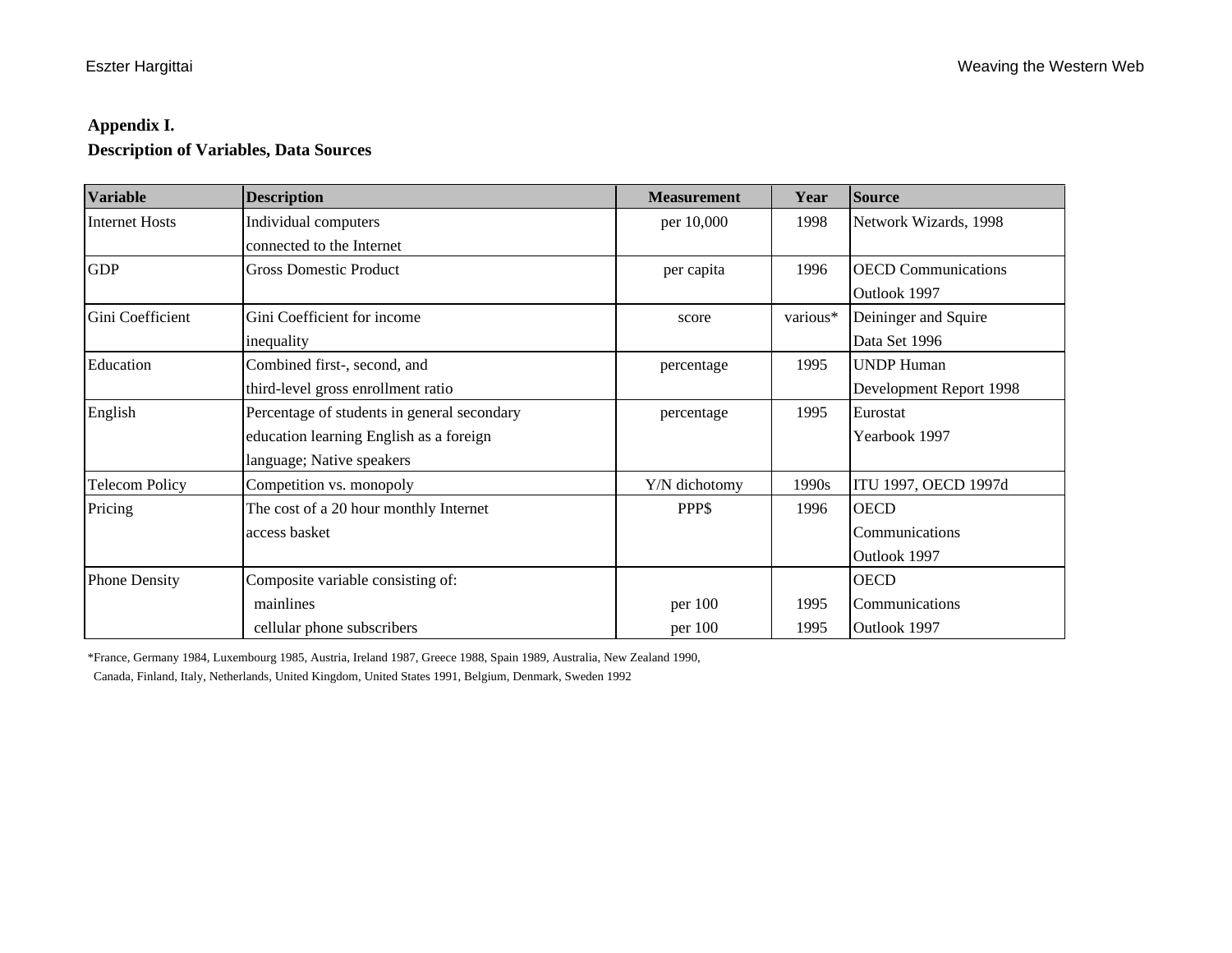**Appendix I.**

**Description of Variables, Data Sources**

| Variable | Description | Measurement | Year | Source |
|---|---|---|---|---|
| Internet Hosts | Individual computers connected to the Internet | per 10,000 | 1998 | Network Wizards, 1998 |
| GDP | Gross Domestic Product | per capita | 1996 | OECD Communications Outlook 1997 |
| Gini Coefficient | Gini Coefficient for income inequality | score | various* | Deininger and Squire Data Set 1996 |
| Education | Combined first-, second, and third-level gross enrollment ratio | percentage | 1995 | UNDP Human Development Report 1998 |
| English | Percentage of students in general secondary education learning English as a foreign language; Native speakers | percentage | 1995 | Eurostat Yearbook 1997 |
| Telecom Policy | Competition vs. monopoly | Y/N dichotomy | 1990s | ITU 1997, OECD 1997d |
| Pricing | The cost of a 20 hour monthly Internet access basket | PPP$ | 1996 | OECD Communications Outlook 1997 |
| Phone Density | Composite variable consisting of: | | | OECD Communications Outlook 1997 |
| | mainlines | per 100 | 1995 | |
| | cellular phone subscribers | per 100 | 1995 | |

*France, Germany 1984, Luxembourg 1985, Austria, Ireland 1987, Greece 1988, Spain 1989, Australia, New Zealand 1990, Canada, Finland, Italy, Netherlands, United Kingdom, United States 1991, Belgium, Denmark, Sweden 1992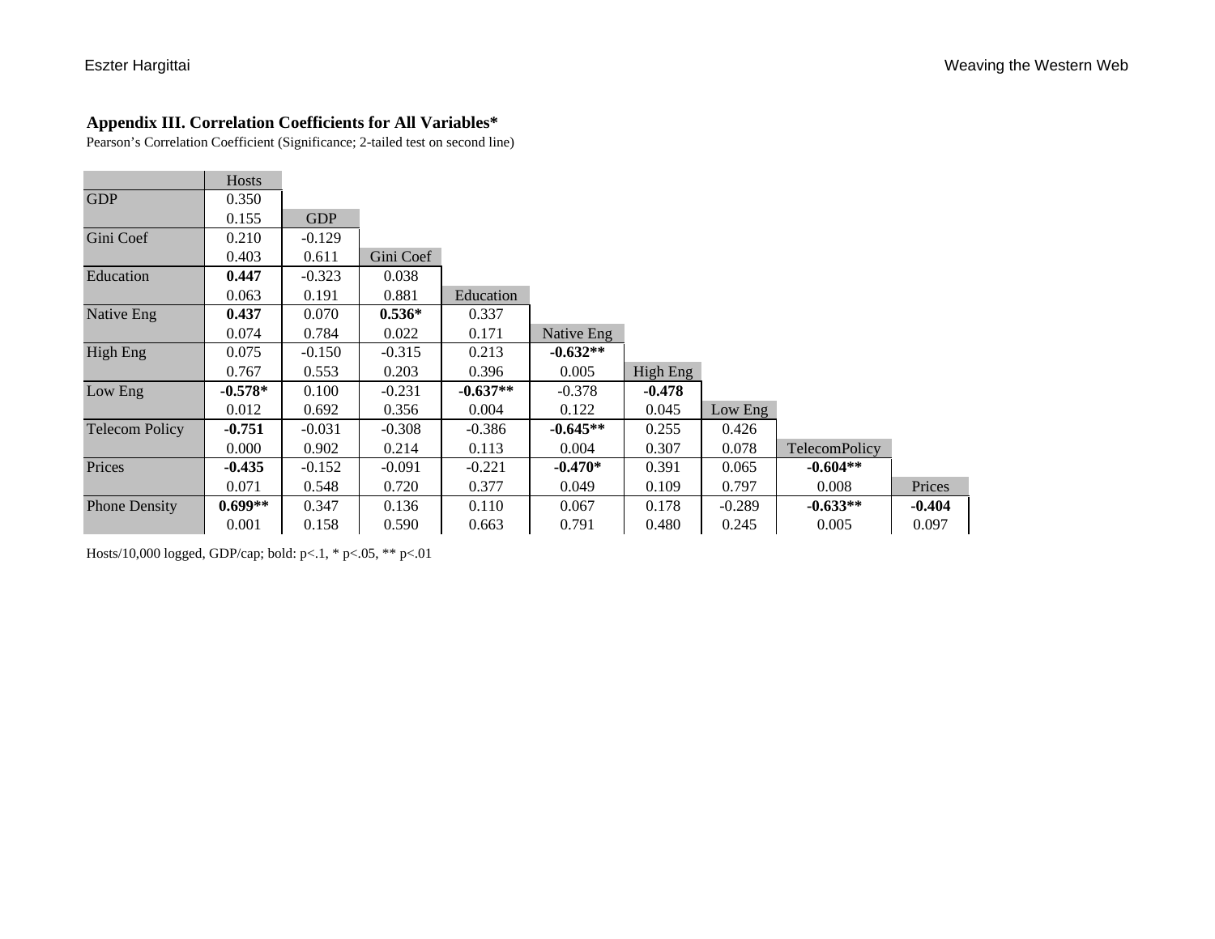**Appendix III. Correlation Coefficients for All Variables***

Pearson's Correlation Coefficient (Significance; 2-tailed test on second line)

| | Hosts | GDP | Gini Coef | Education | Native Eng | High Eng | Low Eng | TelecomPolicy | Prices |
|---|---|---|---|---|---|---|---|---|---|
| GDP | 0.350 | | | | | | | | |
| | 0.155 | | | | | | | | |
| Gini Coef | 0.210 | -0.129 | | | | | | | |
| | 0.403 | 0.611 | | | | | | | |
| Education | **0.447** | -0.323 | 0.038 | | | | | | |
| | 0.063 | 0.191 | 0.881 | | | | | | |
| Native Eng | **0.437** | 0.070 | **0.536*** | 0.337 | | | | | |
| | 0.074 | 0.784 | 0.022 | 0.171 | | | | | |
| High Eng | 0.075 | -0.150 | -0.315 | 0.213 | **-0.632**** | | | | |
| | 0.767 | 0.553 | 0.203 | 0.396 | 0.005 | | | | |
| Low Eng | **-0.578*** | 0.100 | -0.231 | **-0.637**** | -0.378 | **-0.478** | | | |
| | 0.012 | 0.692 | 0.356 | 0.004 | 0.122 | 0.045 | | | |
| Telecom Policy | **-0.751** | -0.031 | -0.308 | -0.386 | **-0.645**** | 0.255 | 0.426 | | |
| | 0.000 | 0.902 | 0.214 | 0.113 | 0.004 | 0.307 | 0.078 | | |
| Prices | **-0.435** | -0.152 | -0.091 | -0.221 | **-0.470*** | 0.391 | 0.065 | **-0.604**** | |
| | 0.071 | 0.548 | 0.720 | 0.377 | 0.049 | 0.109 | 0.797 | 0.008 | |
| Phone Density | **0.699**** | 0.347 | 0.136 | 0.110 | 0.067 | 0.178 | -0.289 | **-0.633**** | **-0.404** |
| | 0.001 | 0.158 | 0.590 | 0.663 | 0.791 | 0.480 | 0.245 | 0.005 | 0.097 |

Hosts/10,000 logged, GDP/cap; bold: p<.1, * p<.05, ** p<.01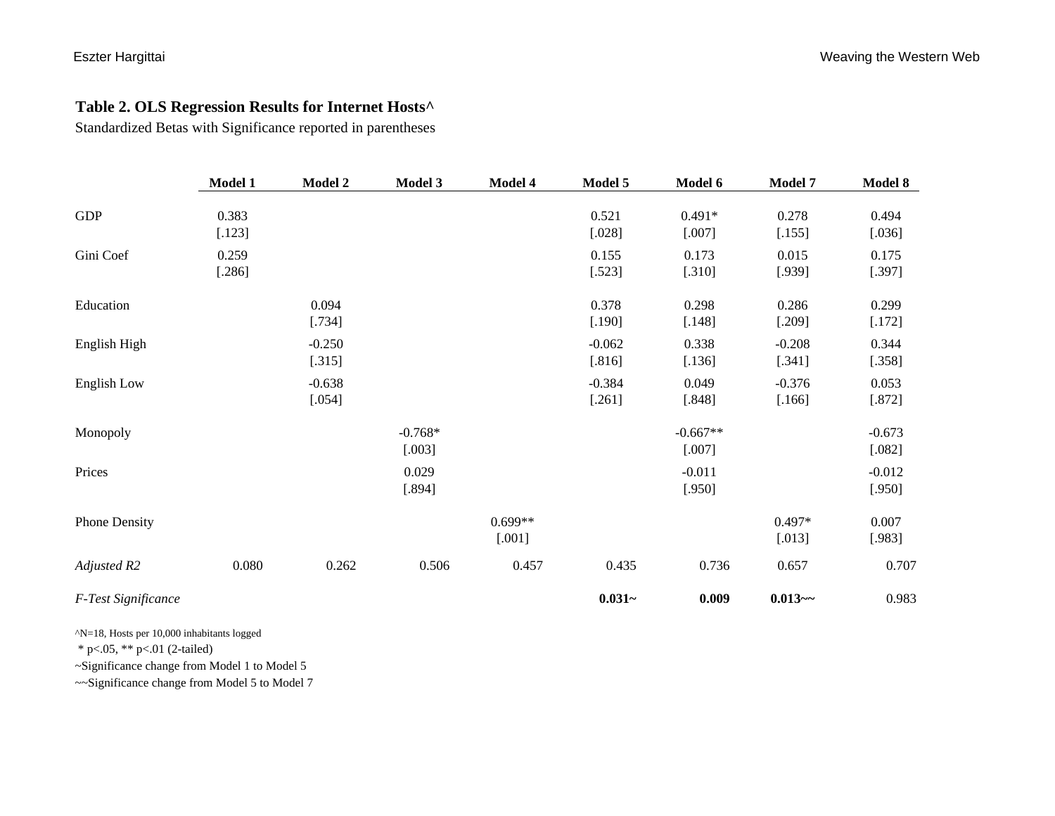**Table 2. OLS Regression Results for Internet Hosts^**

Standardized Betas with Significance reported in parentheses

| | Model 1 | Model 2 | Model 3 | Model 4 | Model 5 | Model 6 | Model 7 | Model 8 |
|---|---|---|---|---|---|---|---|---|
| GDP | 0.383 [.123] | | | | 0.521 [.028] | 0.491* [.007] | 0.278 [.155] | 0.494 [.036] |
| Gini Coef | 0.259 [.286] | | | | 0.155 [.523] | 0.173 [.310] | 0.015 [.939] | 0.175 [.397] |
| Education | | 0.094 [.734] | | | 0.378 [.190] | 0.298 [.148] | 0.286 [.209] | 0.299 [.172] |
| English High | | -0.250 [.315] | | | -0.062 [.816] | 0.338 [.136] | -0.208 [.341] | 0.344 [.358] |
| English Low | | -0.638 [.054] | | | -0.384 [.261] | 0.049 [.848] | -0.376 [.166] | 0.053 [.872] |
| Monopoly | | | -0.768* [.003] | | | -0.667** [.007] | | -0.673 [.082] |
| Prices | | | 0.029 [.894] | | | -0.011 [.950] | | -0.012 [.950] |
| Phone Density | | | | 0.699** [.001] | | | 0.497* [.013] | 0.007 [.983] |
| *Adjusted R2* | 0.080 | 0.262 | 0.506 | 0.457 | 0.435 | 0.736 | 0.657 | 0.707 |
| *F-Test Significance* | | | | | **0.031~** | **0.009** | **0.013~~** | 0.983 |

^N=18, Hosts per 10,000 inhabitants logged

\* $p<.05$, ** $p<.01$ (2-tailed)

~Significance change from Model 1 to Model 5

~~Significance change from Model 5 to Model 7